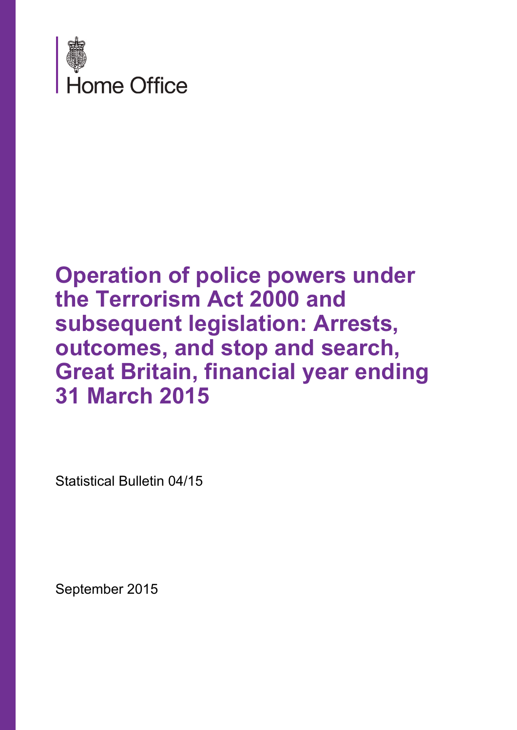Home Office

# Operation of police powers under the Terrorism Act 2000 and subsequent legislation: Arrests, outcomes, and stop and search, Great Britain, financial year ending 31 March 2015

Statistical Bulletin 04/15

September 2015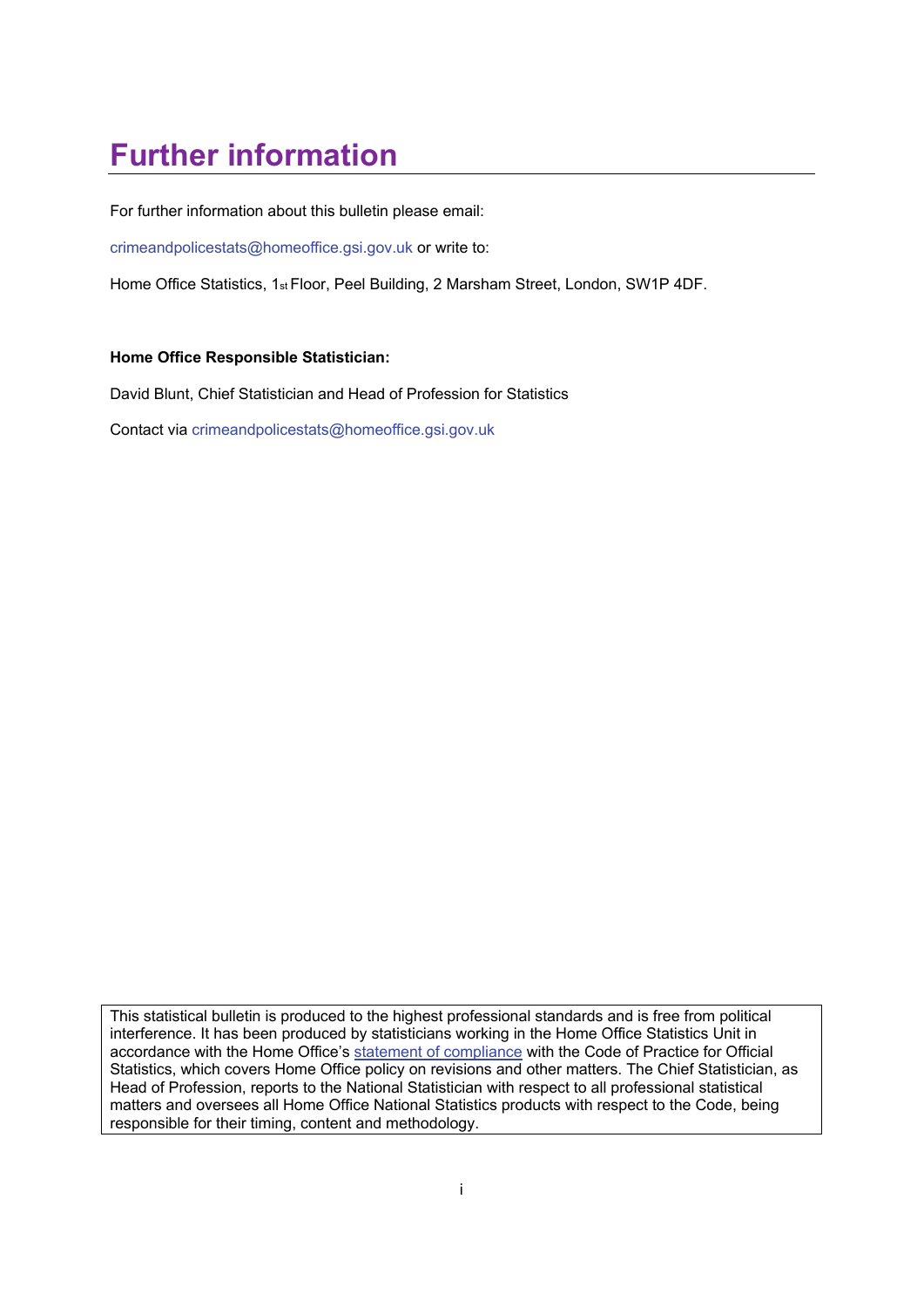# Further information

For further information about this bulletin please email:

crimeandpolicestats@homeoffice.gsi.gov.uk or write to:

Home Office Statistics, 1st Floor, Peel Building, 2 Marsham Street, London, SW1P 4DF.

**Home Office Responsible Statistician:**

David Blunt, Chief Statistician and Head of Profession for Statistics

Contact via crimeandpolicestats@homeoffice.gsi.gov.uk

This statistical bulletin is produced to the highest professional standards and is free from political interference. It has been produced by statisticians working in the Home Office Statistics Unit in accordance with the Home Office's statement of compliance with the Code of Practice for Official Statistics, which covers Home Office policy on revisions and other matters. The Chief Statistician, as Head of Profession, reports to the National Statistician with respect to all professional statistical matters and oversees all Home Office National Statistics products with respect to the Code, being responsible for their timing, content and methodology.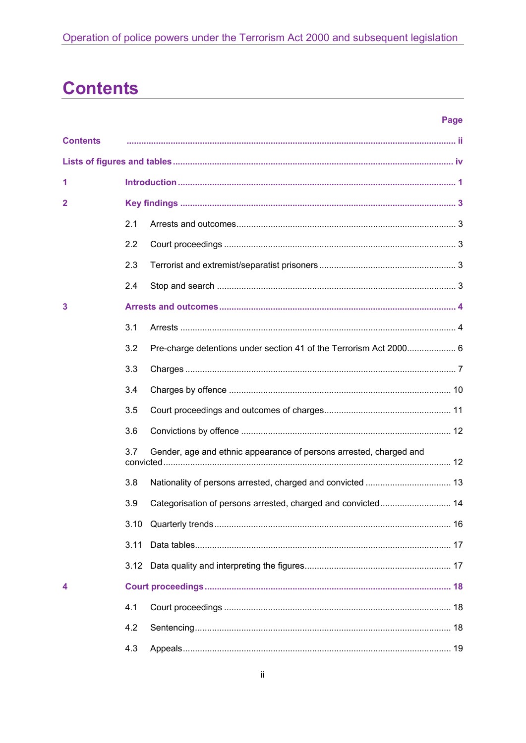# Contents

| | | Page |
|---|---|---|
| **Contents** | | **ii** |
| **Lists of figures and tables** | | **iv** |
| **1** | **Introduction** | **1** |
| **2** | **Key findings** | **3** |
| | 2.1 Arrests and outcomes | 3 |
| | 2.2 Court proceedings | 3 |
| | 2.3 Terrorist and extremist/separatist prisoners | 3 |
| | 2.4 Stop and search | 3 |
| **3** | **Arrests and outcomes** | **4** |
| | 3.1 Arrests | 4 |
| | 3.2 Pre-charge detentions under section 41 of the Terrorism Act 2000 | 6 |
| | 3.3 Charges | 7 |
| | 3.4 Charges by offence | 10 |
| | 3.5 Court proceedings and outcomes of charges | 11 |
| | 3.6 Convictions by offence | 12 |
| | 3.7 Gender, age and ethnic appearance of persons arrested, charged and convicted | 12 |
| | 3.8 Nationality of persons arrested, charged and convicted | 13 |
| | 3.9 Categorisation of persons arrested, charged and convicted | 14 |
| | 3.10 Quarterly trends | 16 |
| | 3.11 Data tables | 17 |
| | 3.12 Data quality and interpreting the figures | 17 |
| **4** | **Court proceedings** | **18** |
| | 4.1 Court proceedings | 18 |
| | 4.2 Sentencing | 18 |
| | 4.3 Appeals | 19 |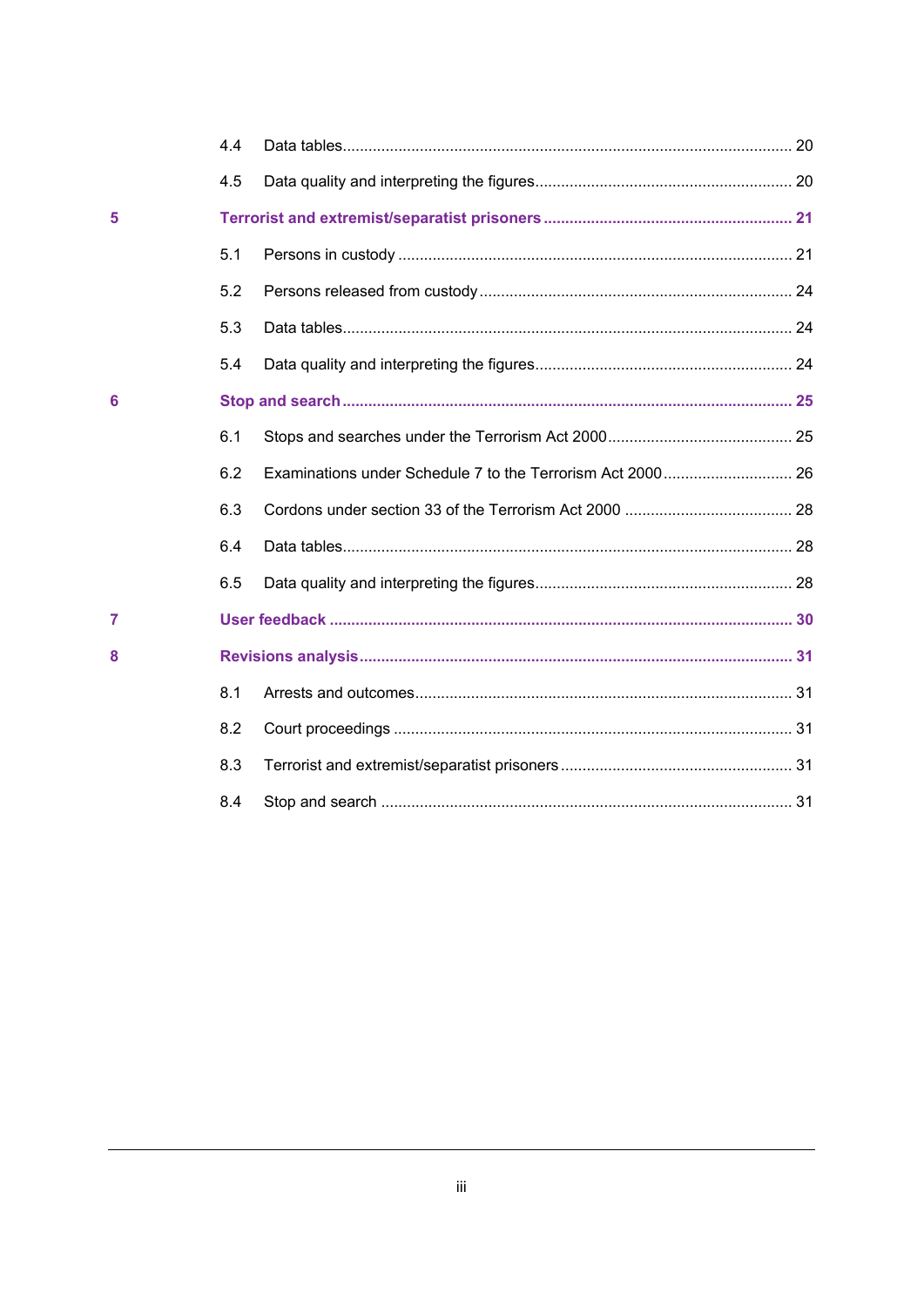4.4 Data tables ........................................................................................................ 20

4.5 Data quality and interpreting the figures ............................................................ 20

**5 Terrorist and extremist/separatist prisoners ........................................................ 21**

5.1 Persons in custody ........................................................................................... 21

5.2 Persons released from custody ........................................................................ 24

5.3 Data tables ........................................................................................................ 24

5.4 Data quality and interpreting the figures ............................................................ 24

**6 Stop and search ....................................................................................................... 25**

6.1 Stops and searches under the Terrorism Act 2000 ........................................... 25

6.2 Examinations under Schedule 7 to the Terrorism Act 2000 .............................. 26

6.3 Cordons under section 33 of the Terrorism Act 2000 ....................................... 28

6.4 Data tables ........................................................................................................ 28

6.5 Data quality and interpreting the figures ............................................................ 28

**7 User feedback .......................................................................................................... 30**

**8 Revisions analysis ................................................................................................... 31**

8.1 Arrests and outcomes ....................................................................................... 31

8.2 Court proceedings ............................................................................................. 31

8.3 Terrorist and extremist/separatist prisoners ...................................................... 31

8.4 Stop and search ................................................................................................ 31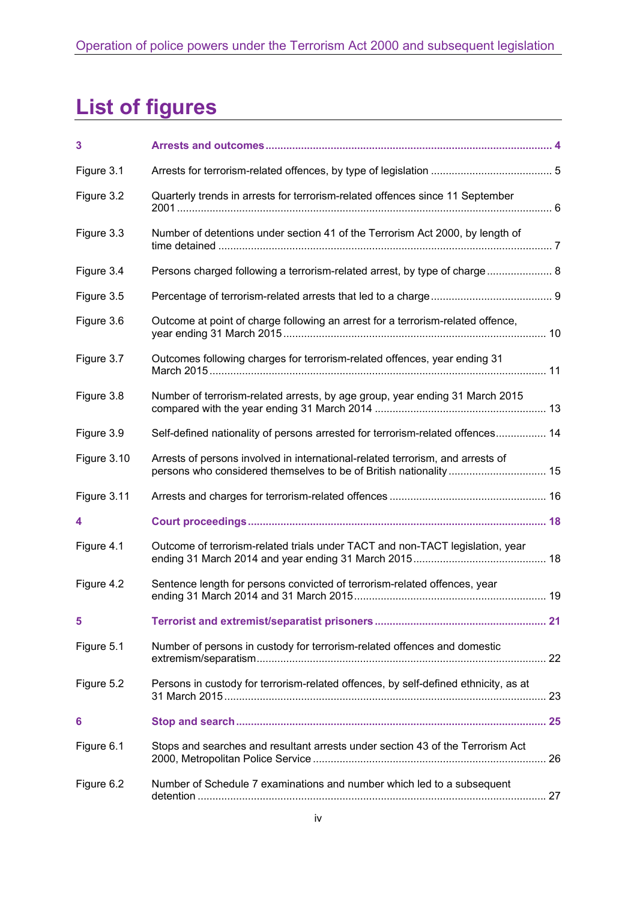# List of figures

| | | |
|---|---|---|
| **3** | **Arrests and outcomes** | **4** |
| Figure 3.1 | Arrests for terrorism-related offences, by type of legislation | 5 |
| Figure 3.2 | Quarterly trends in arrests for terrorism-related offences since 11 September 2001 | 6 |
| Figure 3.3 | Number of detentions under section 41 of the Terrorism Act 2000, by length of time detained | 7 |
| Figure 3.4 | Persons charged following a terrorism-related arrest, by type of charge | 8 |
| Figure 3.5 | Percentage of terrorism-related arrests that led to a charge | 9 |
| Figure 3.6 | Outcome at point of charge following an arrest for a terrorism-related offence, year ending 31 March 2015 | 10 |
| Figure 3.7 | Outcomes following charges for terrorism-related offences, year ending 31 March 2015 | 11 |
| Figure 3.8 | Number of terrorism-related arrests, by age group, year ending 31 March 2015 compared with the year ending 31 March 2014 | 13 |
| Figure 3.9 | Self-defined nationality of persons arrested for terrorism-related offences | 14 |
| Figure 3.10 | Arrests of persons involved in international-related terrorism, and arrests of persons who considered themselves to be of British nationality | 15 |
| Figure 3.11 | Arrests and charges for terrorism-related offences | 16 |
| **4** | **Court proceedings** | **18** |
| Figure 4.1 | Outcome of terrorism-related trials under TACT and non-TACT legislation, year ending 31 March 2014 and year ending 31 March 2015 | 18 |
| Figure 4.2 | Sentence length for persons convicted of terrorism-related offences, year ending 31 March 2014 and 31 March 2015 | 19 |
| **5** | **Terrorist and extremist/separatist prisoners** | **21** |
| Figure 5.1 | Number of persons in custody for terrorism-related offences and domestic extremism/separatism | 22 |
| Figure 5.2 | Persons in custody for terrorism-related offences, by self-defined ethnicity, as at 31 March 2015 | 23 |
| **6** | **Stop and search** | **25** |
| Figure 6.1 | Stops and searches and resultant arrests under section 43 of the Terrorism Act 2000, Metropolitan Police Service | 26 |
| Figure 6.2 | Number of Schedule 7 examinations and number which led to a subsequent detention | 27 |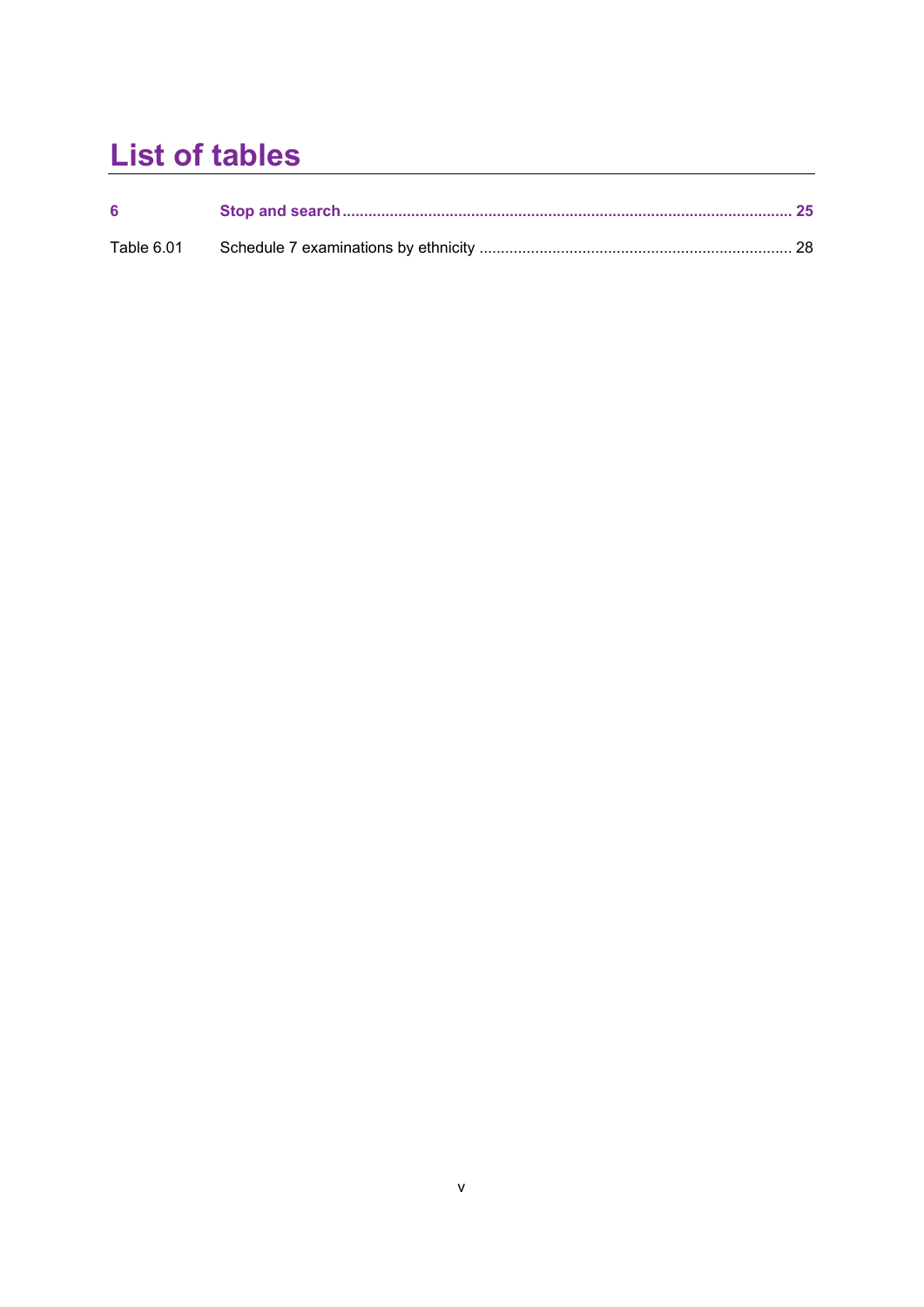# List of tables

**6 Stop and search ........................................................................................................ 25**

Table 6.01 Schedule 7 examinations by ethnicity ........................................................................ 28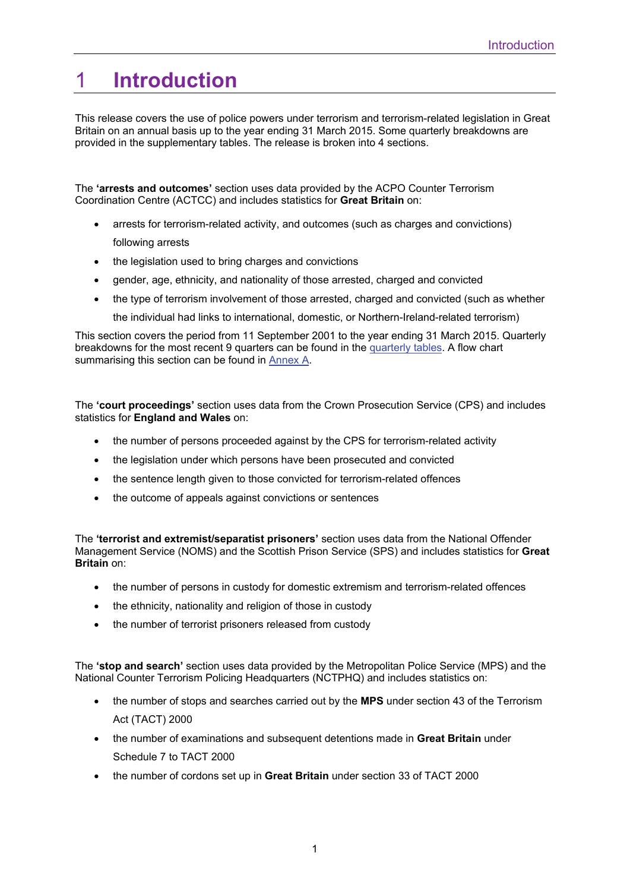# 1 Introduction

This release covers the use of police powers under terrorism and terrorism-related legislation in Great Britain on an annual basis up to the year ending 31 March 2015. Some quarterly breakdowns are provided in the supplementary tables. The release is broken into 4 sections.

The **'arrests and outcomes'** section uses data provided by the ACPO Counter Terrorism Coordination Centre (ACTCC) and includes statistics for **Great Britain** on:

- arrests for terrorism-related activity, and outcomes (such as charges and convictions) following arrests
- the legislation used to bring charges and convictions
- gender, age, ethnicity, and nationality of those arrested, charged and convicted
- the type of terrorism involvement of those arrested, charged and convicted (such as whether the individual had links to international, domestic, or Northern-Ireland-related terrorism)

This section covers the period from 11 September 2001 to the year ending 31 March 2015. Quarterly breakdowns for the most recent 9 quarters can be found in the quarterly tables. A flow chart summarising this section can be found in Annex A.

The **'court proceedings'** section uses data from the Crown Prosecution Service (CPS) and includes statistics for **England and Wales** on:

- the number of persons proceeded against by the CPS for terrorism-related activity
- the legislation under which persons have been prosecuted and convicted
- the sentence length given to those convicted for terrorism-related offences
- the outcome of appeals against convictions or sentences

The **'terrorist and extremist/separatist prisoners'** section uses data from the National Offender Management Service (NOMS) and the Scottish Prison Service (SPS) and includes statistics for **Great Britain** on:

- the number of persons in custody for domestic extremism and terrorism-related offences
- the ethnicity, nationality and religion of those in custody
- the number of terrorist prisoners released from custody

The **'stop and search'** section uses data provided by the Metropolitan Police Service (MPS) and the National Counter Terrorism Policing Headquarters (NCTPHQ) and includes statistics on:

- the number of stops and searches carried out by the **MPS** under section 43 of the Terrorism Act (TACT) 2000
- the number of examinations and subsequent detentions made in **Great Britain** under Schedule 7 to TACT 2000
- the number of cordons set up in **Great Britain** under section 33 of TACT 2000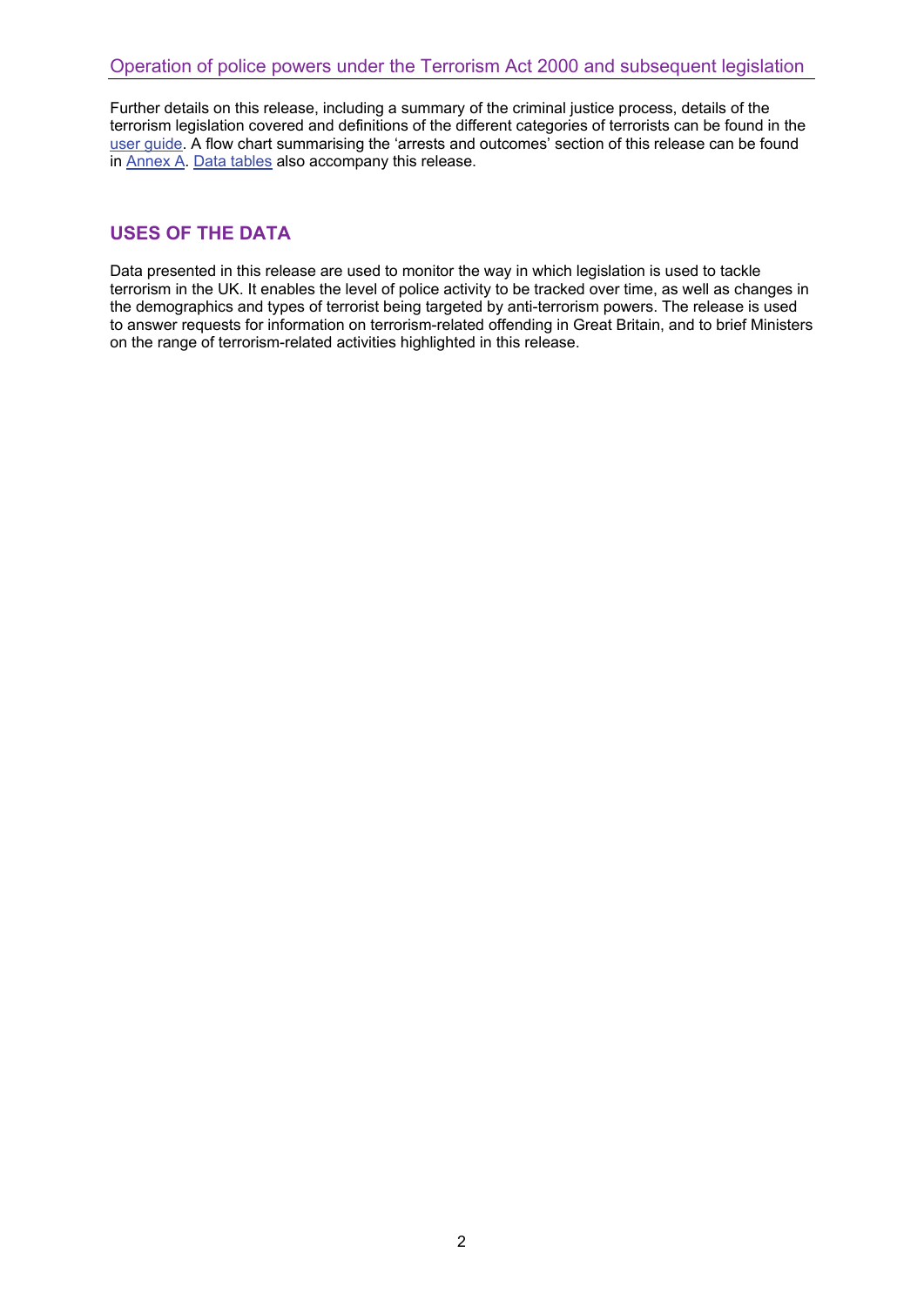Further details on this release, including a summary of the criminal justice process, details of the terrorism legislation covered and definitions of the different categories of terrorists can be found in the user guide. A flow chart summarising the 'arrests and outcomes' section of this release can be found in Annex A. Data tables also accompany this release.

## USES OF THE DATA

Data presented in this release are used to monitor the way in which legislation is used to tackle terrorism in the UK. It enables the level of police activity to be tracked over time, as well as changes in the demographics and types of terrorist being targeted by anti-terrorism powers. The release is used to answer requests for information on terrorism-related offending in Great Britain, and to brief Ministers on the range of terrorism-related activities highlighted in this release.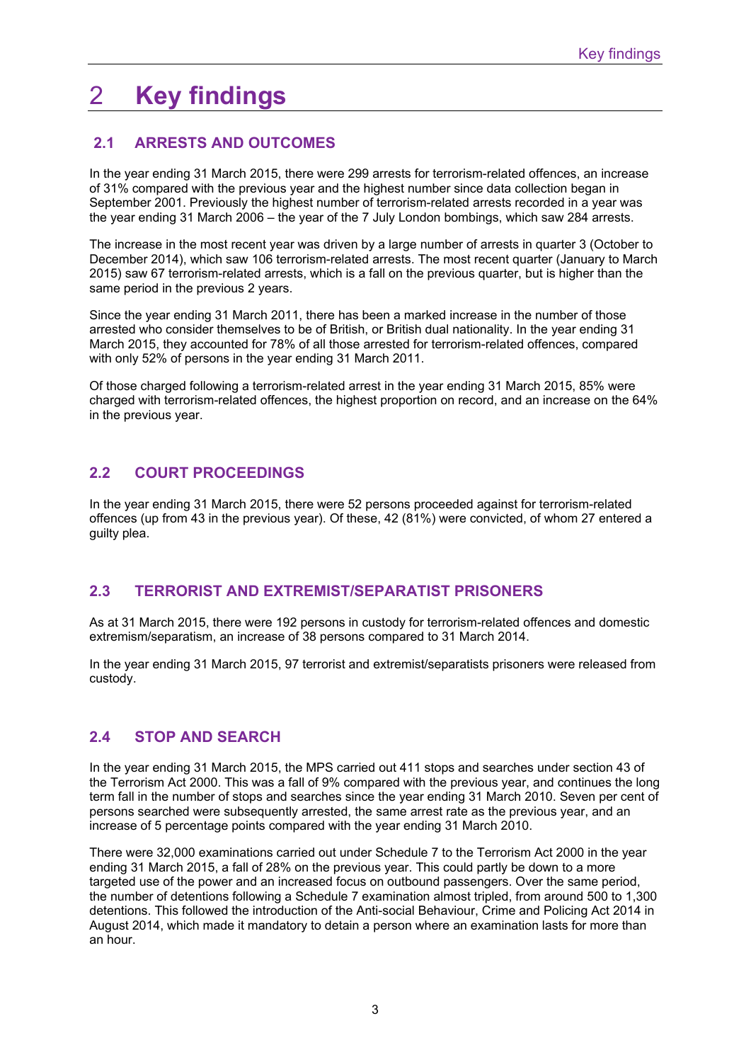# 2 Key findings

## 2.1 ARRESTS AND OUTCOMES

In the year ending 31 March 2015, there were 299 arrests for terrorism-related offences, an increase of 31% compared with the previous year and the highest number since data collection began in September 2001. Previously the highest number of terrorism-related arrests recorded in a year was the year ending 31 March 2006 – the year of the 7 July London bombings, which saw 284 arrests.

The increase in the most recent year was driven by a large number of arrests in quarter 3 (October to December 2014), which saw 106 terrorism-related arrests. The most recent quarter (January to March 2015) saw 67 terrorism-related arrests, which is a fall on the previous quarter, but is higher than the same period in the previous 2 years.

Since the year ending 31 March 2011, there has been a marked increase in the number of those arrested who consider themselves to be of British, or British dual nationality. In the year ending 31 March 2015, they accounted for 78% of all those arrested for terrorism-related offences, compared with only 52% of persons in the year ending 31 March 2011.

Of those charged following a terrorism-related arrest in the year ending 31 March 2015, 85% were charged with terrorism-related offences, the highest proportion on record, and an increase on the 64% in the previous year.

## 2.2 COURT PROCEEDINGS

In the year ending 31 March 2015, there were 52 persons proceeded against for terrorism-related offences (up from 43 in the previous year). Of these, 42 (81%) were convicted, of whom 27 entered a guilty plea.

## 2.3 TERRORIST AND EXTREMIST/SEPARATIST PRISONERS

As at 31 March 2015, there were 192 persons in custody for terrorism-related offences and domestic extremism/separatism, an increase of 38 persons compared to 31 March 2014.

In the year ending 31 March 2015, 97 terrorist and extremist/separatists prisoners were released from custody.

## 2.4 STOP AND SEARCH

In the year ending 31 March 2015, the MPS carried out 411 stops and searches under section 43 of the Terrorism Act 2000. This was a fall of 9% compared with the previous year, and continues the long term fall in the number of stops and searches since the year ending 31 March 2010. Seven per cent of persons searched were subsequently arrested, the same arrest rate as the previous year, and an increase of 5 percentage points compared with the year ending 31 March 2010.

There were 32,000 examinations carried out under Schedule 7 to the Terrorism Act 2000 in the year ending 31 March 2015, a fall of 28% on the previous year. This could partly be down to a more targeted use of the power and an increased focus on outbound passengers. Over the same period, the number of detentions following a Schedule 7 examination almost tripled, from around 500 to 1,300 detentions. This followed the introduction of the Anti-social Behaviour, Crime and Policing Act 2014 in August 2014, which made it mandatory to detain a person where an examination lasts for more than an hour.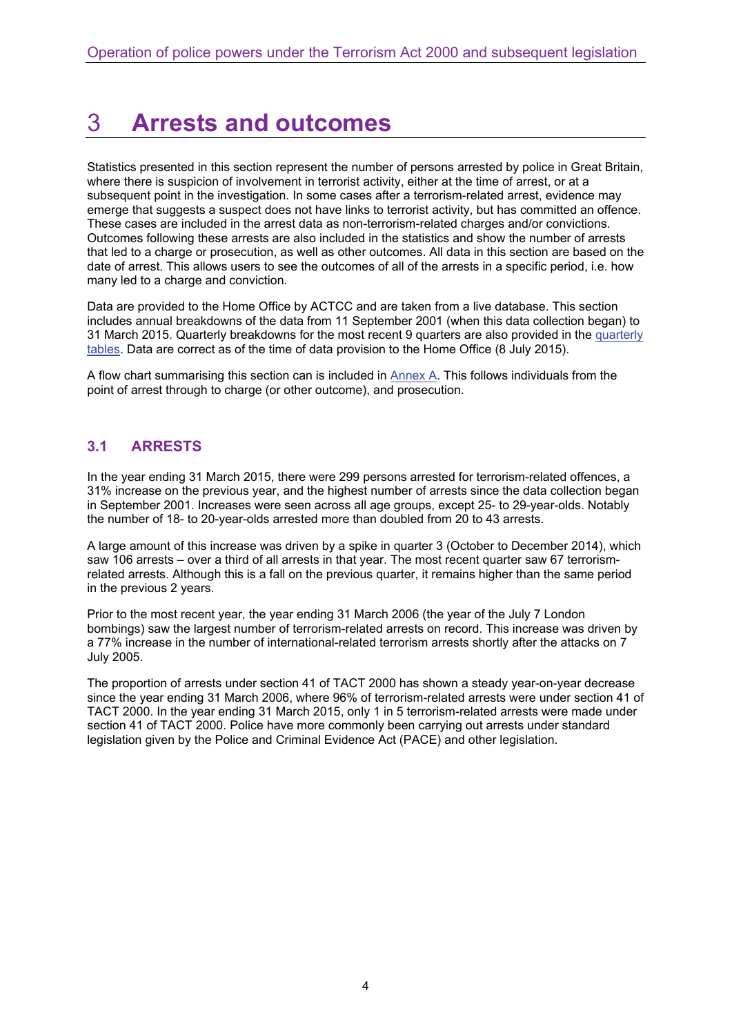# 3 Arrests and outcomes

Statistics presented in this section represent the number of persons arrested by police in Great Britain, where there is suspicion of involvement in terrorist activity, either at the time of arrest, or at a subsequent point in the investigation. In some cases after a terrorism-related arrest, evidence may emerge that suggests a suspect does not have links to terrorist activity, but has committed an offence. These cases are included in the arrest data as non-terrorism-related charges and/or convictions. Outcomes following these arrests are also included in the statistics and show the number of arrests that led to a charge or prosecution, as well as other outcomes. All data in this section are based on the date of arrest. This allows users to see the outcomes of all of the arrests in a specific period, i.e. how many led to a charge and conviction.

Data are provided to the Home Office by ACTCC and are taken from a live database. This section includes annual breakdowns of the data from 11 September 2001 (when this data collection began) to 31 March 2015. Quarterly breakdowns for the most recent 9 quarters are also provided in the quarterly tables. Data are correct as of the time of data provision to the Home Office (8 July 2015).

A flow chart summarising this section can is included in Annex A. This follows individuals from the point of arrest through to charge (or other outcome), and prosecution.

## 3.1 ARRESTS

In the year ending 31 March 2015, there were 299 persons arrested for terrorism-related offences, a 31% increase on the previous year, and the highest number of arrests since the data collection began in September 2001. Increases were seen across all age groups, except 25- to 29-year-olds. Notably the number of 18- to 20-year-olds arrested more than doubled from 20 to 43 arrests.

A large amount of this increase was driven by a spike in quarter 3 (October to December 2014), which saw 106 arrests – over a third of all arrests in that year. The most recent quarter saw 67 terrorism-related arrests. Although this is a fall on the previous quarter, it remains higher than the same period in the previous 2 years.

Prior to the most recent year, the year ending 31 March 2006 (the year of the July 7 London bombings) saw the largest number of terrorism-related arrests on record. This increase was driven by a 77% increase in the number of international-related terrorism arrests shortly after the attacks on 7 July 2005.

The proportion of arrests under section 41 of TACT 2000 has shown a steady year-on-year decrease since the year ending 31 March 2006, where 96% of terrorism-related arrests were under section 41 of TACT 2000. In the year ending 31 March 2015, only 1 in 5 terrorism-related arrests were made under section 41 of TACT 2000. Police have more commonly been carrying out arrests under standard legislation given by the Police and Criminal Evidence Act (PACE) and other legislation.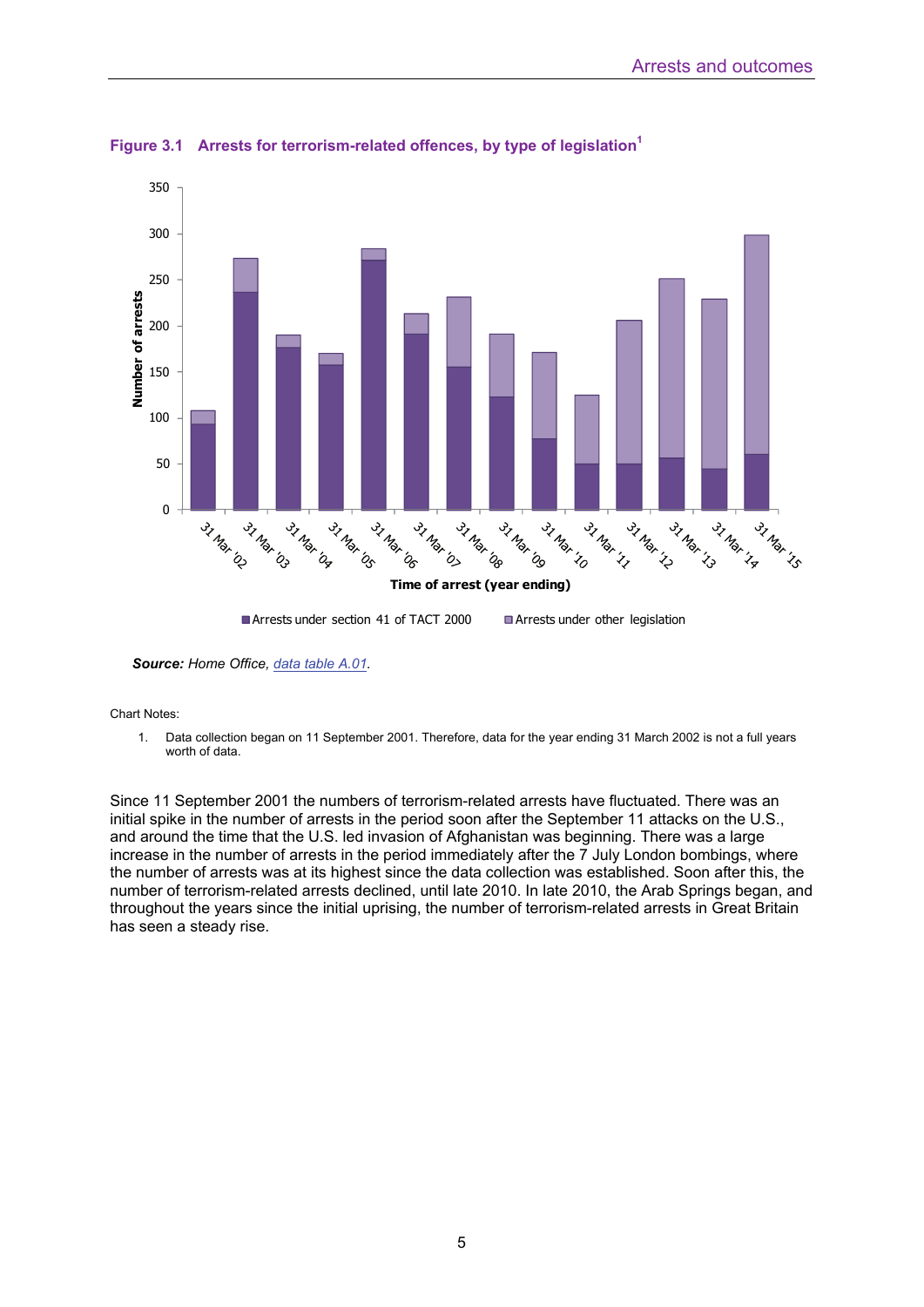**Figure 3.1 Arrests for terrorism-related offences, by type of legislation**[1]

***Source:*** *Home Office, data table A.01.*

Chart Notes:

1. Data collection began on 11 September 2001. Therefore, data for the year ending 31 March 2002 is not a full years worth of data.

Since 11 September 2001 the numbers of terrorism-related arrests have fluctuated. There was an initial spike in the number of arrests in the period soon after the September 11 attacks on the U.S., and around the time that the U.S. led invasion of Afghanistan was beginning. There was a large increase in the number of arrests in the period immediately after the 7 July London bombings, where the number of arrests was at its highest since the data collection was established. Soon after this, the number of terrorism-related arrests declined, until late 2010. In late 2010, the Arab Springs began, and throughout the years since the initial uprising, the number of terrorism-related arrests in Great Britain has seen a steady rise.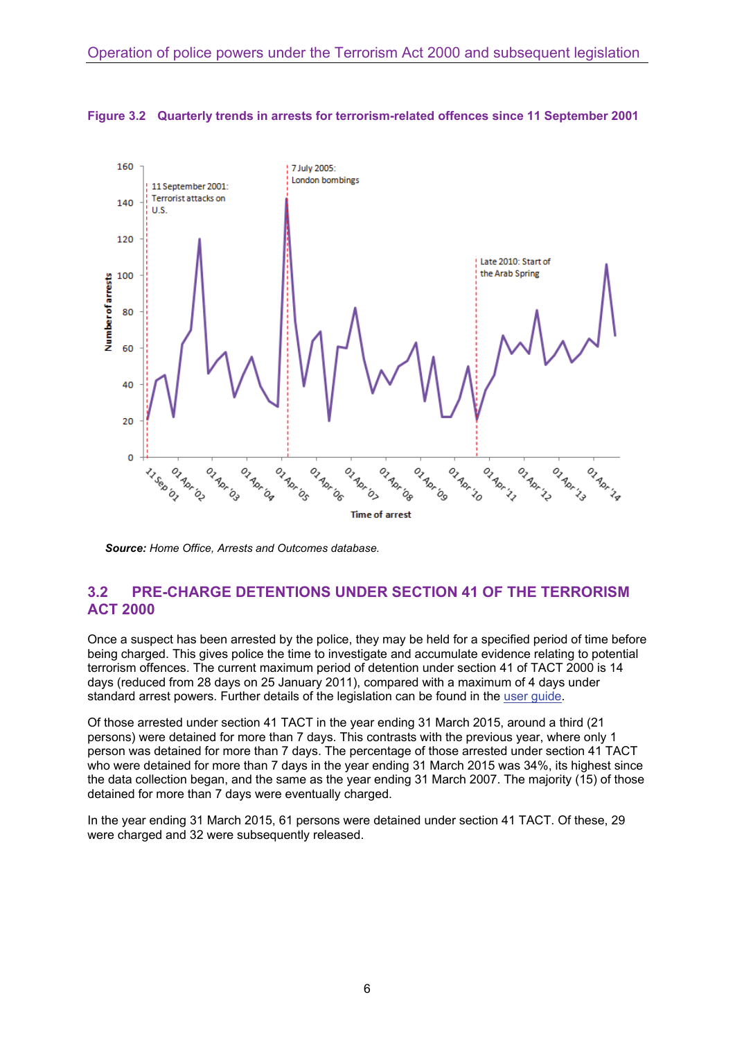**Figure 3.2 Quarterly trends in arrests for terrorism-related offences since 11 September 2001**

***Source:*** *Home Office, Arrests and Outcomes database.*

## 3.2 PRE-CHARGE DETENTIONS UNDER SECTION 41 OF THE TERRORISM ACT 2000

Once a suspect has been arrested by the police, they may be held for a specified period of time before being charged. This gives police the time to investigate and accumulate evidence relating to potential terrorism offences. The current maximum period of detention under section 41 of TACT 2000 is 14 days (reduced from 28 days on 25 January 2011), compared with a maximum of 4 days under standard arrest powers. Further details of the legislation can be found in the user guide.

Of those arrested under section 41 TACT in the year ending 31 March 2015, around a third (21 persons) were detained for more than 7 days. This contrasts with the previous year, where only 1 person was detained for more than 7 days. The percentage of those arrested under section 41 TACT who were detained for more than 7 days in the year ending 31 March 2015 was 34%, its highest since the data collection began, and the same as the year ending 31 March 2007. The majority (15) of those detained for more than 7 days were eventually charged.

In the year ending 31 March 2015, 61 persons were detained under section 41 TACT. Of these, 29 were charged and 32 were subsequently released.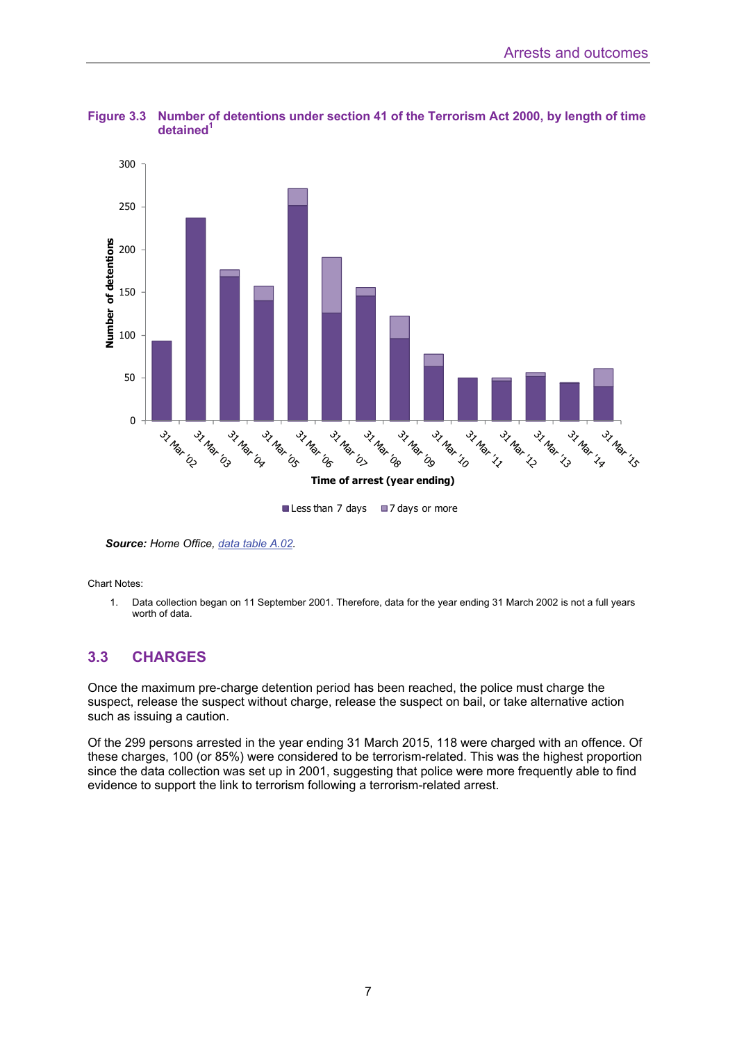**Figure 3.3 Number of detentions under section 41 of the Terrorism Act 2000, by length of time detained[1]**

**Source:** *Home Office, data table A.02.*

Chart Notes:

1. Data collection began on 11 September 2001. Therefore, data for the year ending 31 March 2002 is not a full years worth of data.

## 3.3 CHARGES

Once the maximum pre-charge detention period has been reached, the police must charge the suspect, release the suspect without charge, release the suspect on bail, or take alternative action such as issuing a caution.

Of the 299 persons arrested in the year ending 31 March 2015, 118 were charged with an offence. Of these charges, 100 (or 85%) were considered to be terrorism-related. This was the highest proportion since the data collection was set up in 2001, suggesting that police were more frequently able to find evidence to support the link to terrorism following a terrorism-related arrest.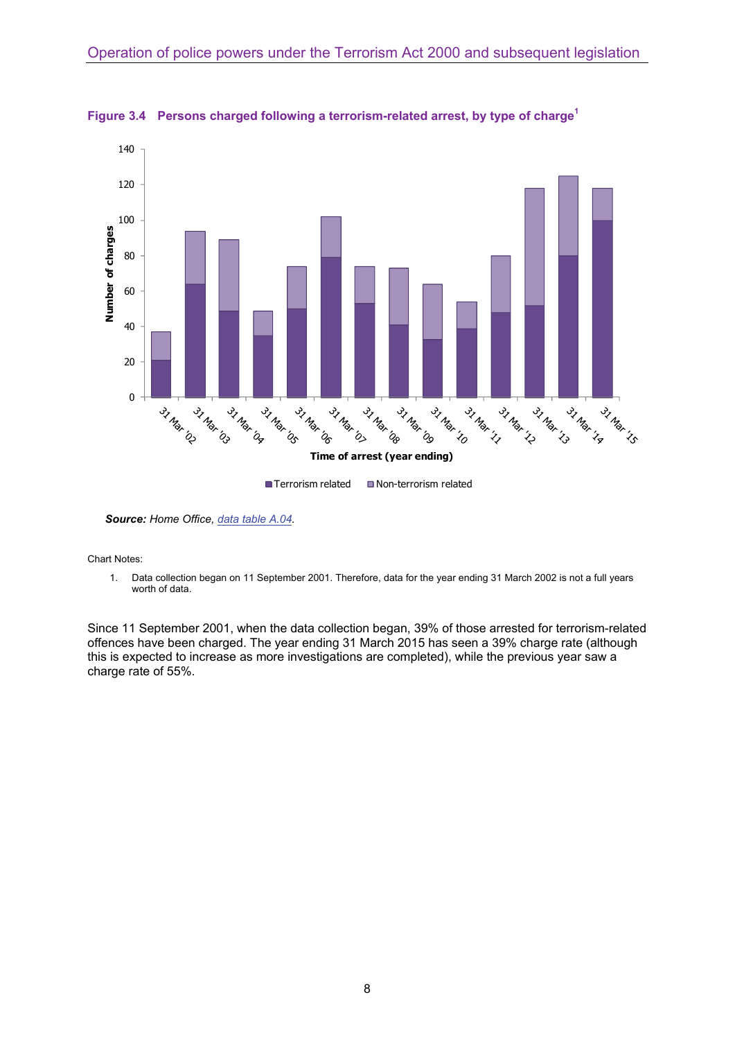**Figure 3.4 Persons charged following a terrorism-related arrest, by type of charge**[1]

***Source:*** *Home Office, data table A.04.*

Chart Notes:

1. Data collection began on 11 September 2001. Therefore, data for the year ending 31 March 2002 is not a full years worth of data.

Since 11 September 2001, when the data collection began, 39% of those arrested for terrorism-related offences have been charged. The year ending 31 March 2015 has seen a 39% charge rate (although this is expected to increase as more investigations are completed), while the previous year saw a charge rate of 55%.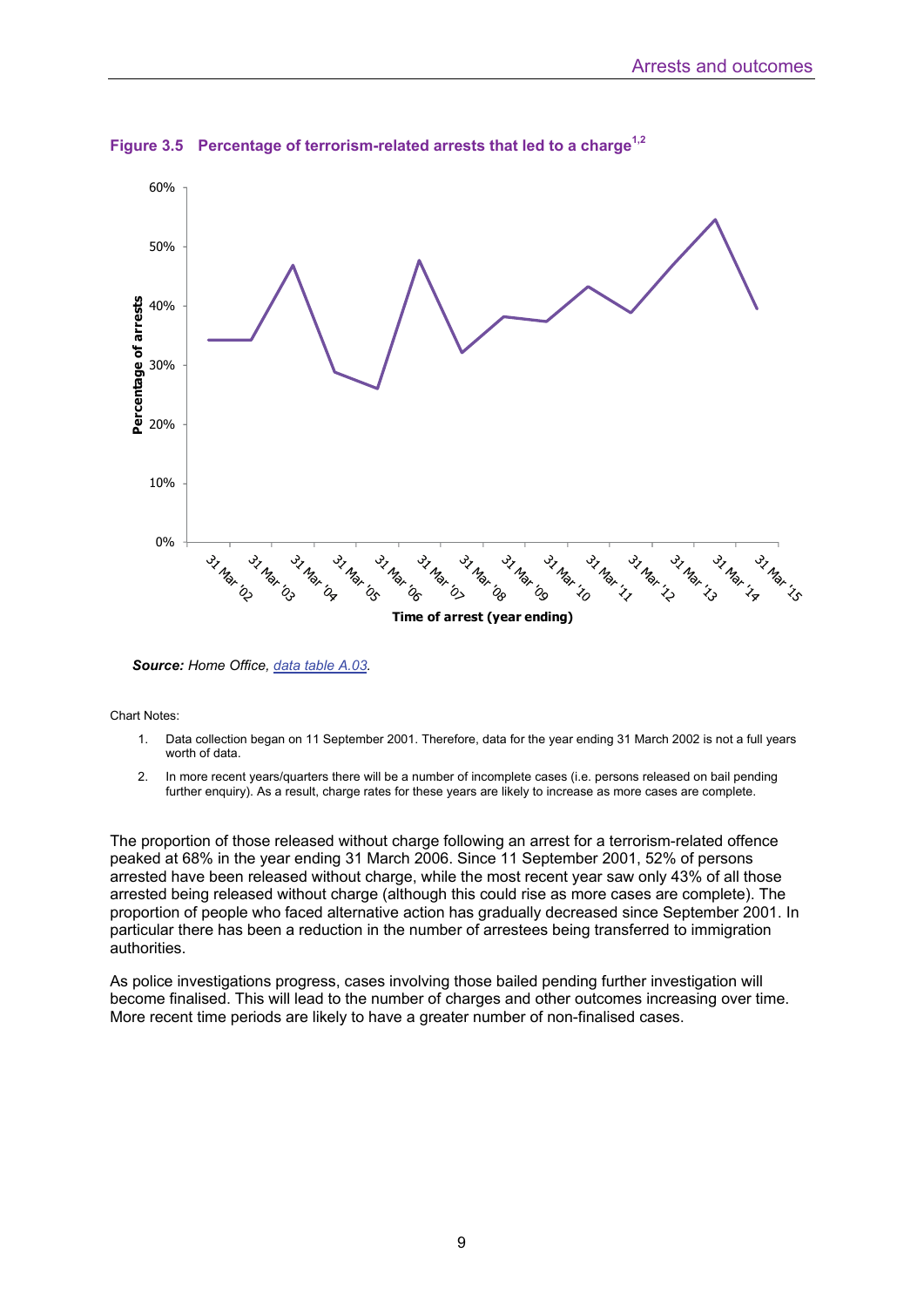**Figure 3.5 Percentage of terrorism-related arrests that led to a charge[1,2]**

***Source:*** *Home Office, data table A.03.*

Chart Notes:

1. Data collection began on 11 September 2001. Therefore, data for the year ending 31 March 2002 is not a full years worth of data.
2. In more recent years/quarters there will be a number of incomplete cases (i.e. persons released on bail pending further enquiry). As a result, charge rates for these years are likely to increase as more cases are complete.

The proportion of those released without charge following an arrest for a terrorism-related offence peaked at 68% in the year ending 31 March 2006. Since 11 September 2001, 52% of persons arrested have been released without charge, while the most recent year saw only 43% of all those arrested being released without charge (although this could rise as more cases are complete). The proportion of people who faced alternative action has gradually decreased since September 2001. In particular there has been a reduction in the number of arrestees being transferred to immigration authorities.

As police investigations progress, cases involving those bailed pending further investigation will become finalised. This will lead to the number of charges and other outcomes increasing over time. More recent time periods are likely to have a greater number of non-finalised cases.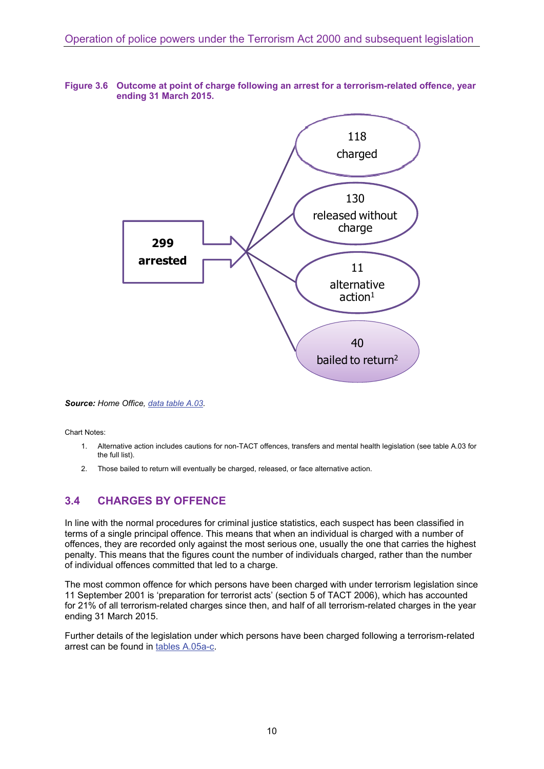**Figure 3.6 Outcome at point of charge following an arrest for a terrorism-related offence, year ending 31 March 2015.**

**299 arrested**

- 118 charged
- 130 released without charge
- 11 alternative action[1]
- 40 bailed to return[2]

***Source:*** *Home Office, data table A.03.*

Chart Notes:

1. Alternative action includes cautions for non-TACT offences, transfers and mental health legislation (see table A.03 for the full list).
2. Those bailed to return will eventually be charged, released, or face alternative action.

## 3.4 CHARGES BY OFFENCE

In line with the normal procedures for criminal justice statistics, each suspect has been classified in terms of a single principal offence. This means that when an individual is charged with a number of offences, they are recorded only against the most serious one, usually the one that carries the highest penalty. This means that the figures count the number of individuals charged, rather than the number of individual offences committed that led to a charge.

The most common offence for which persons have been charged with under terrorism legislation since 11 September 2001 is 'preparation for terrorist acts' (section 5 of TACT 2006), which has accounted for 21% of all terrorism-related charges since then, and half of all terrorism-related charges in the year ending 31 March 2015.

Further details of the legislation under which persons have been charged following a terrorism-related arrest can be found in tables A.05a-c.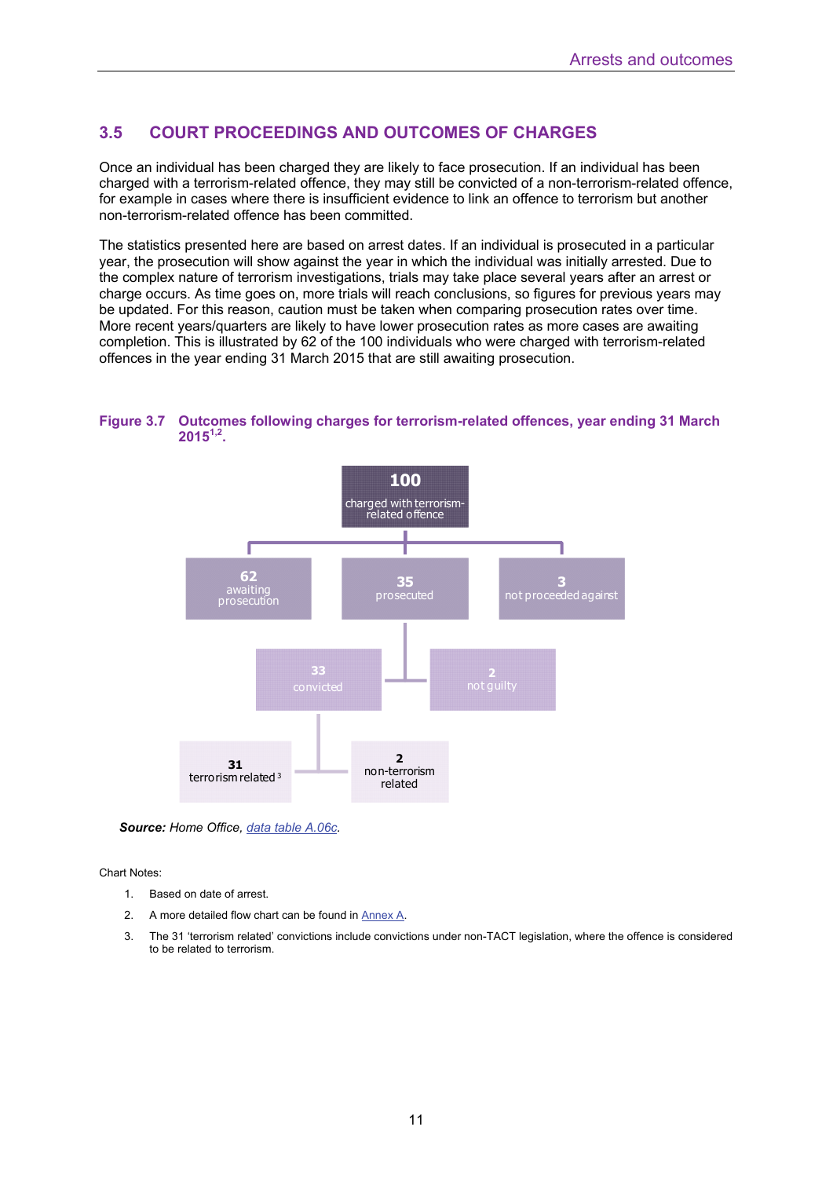## 3.5 COURT PROCEEDINGS AND OUTCOMES OF CHARGES

Once an individual has been charged they are likely to face prosecution. If an individual has been charged with a terrorism-related offence, they may still be convicted of a non-terrorism-related offence, for example in cases where there is insufficient evidence to link an offence to terrorism but another non-terrorism-related offence has been committed.

The statistics presented here are based on arrest dates. If an individual is prosecuted in a particular year, the prosecution will show against the year in which the individual was initially arrested. Due to the complex nature of terrorism investigations, trials may take place several years after an arrest or charge occurs. As time goes on, more trials will reach conclusions, so figures for previous years may be updated. For this reason, caution must be taken when comparing prosecution rates over time. More recent years/quarters are likely to have lower prosecution rates as more cases are awaiting completion. This is illustrated by 62 of the 100 individuals who were charged with terrorism-related offences in the year ending 31 March 2015 that are still awaiting prosecution.

**Figure 3.7 Outcomes following charges for terrorism-related offences, year ending 31 March 2015[1,2].**

- **100** charged with terrorism-related offence
  - **62** awaiting prosecution
  - **35** prosecuted
    - **33** convicted
      - **31** terrorism related[3]
      - **2** non-terrorism related
    - **2** not guilty
  - **3** not proceeded against

***Source:*** *Home Office, data table A.06c.*

Chart Notes:

1. Based on date of arrest.
2. A more detailed flow chart can be found in Annex A.
3. The 31 'terrorism related' convictions include convictions under non-TACT legislation, where the offence is considered to be related to terrorism.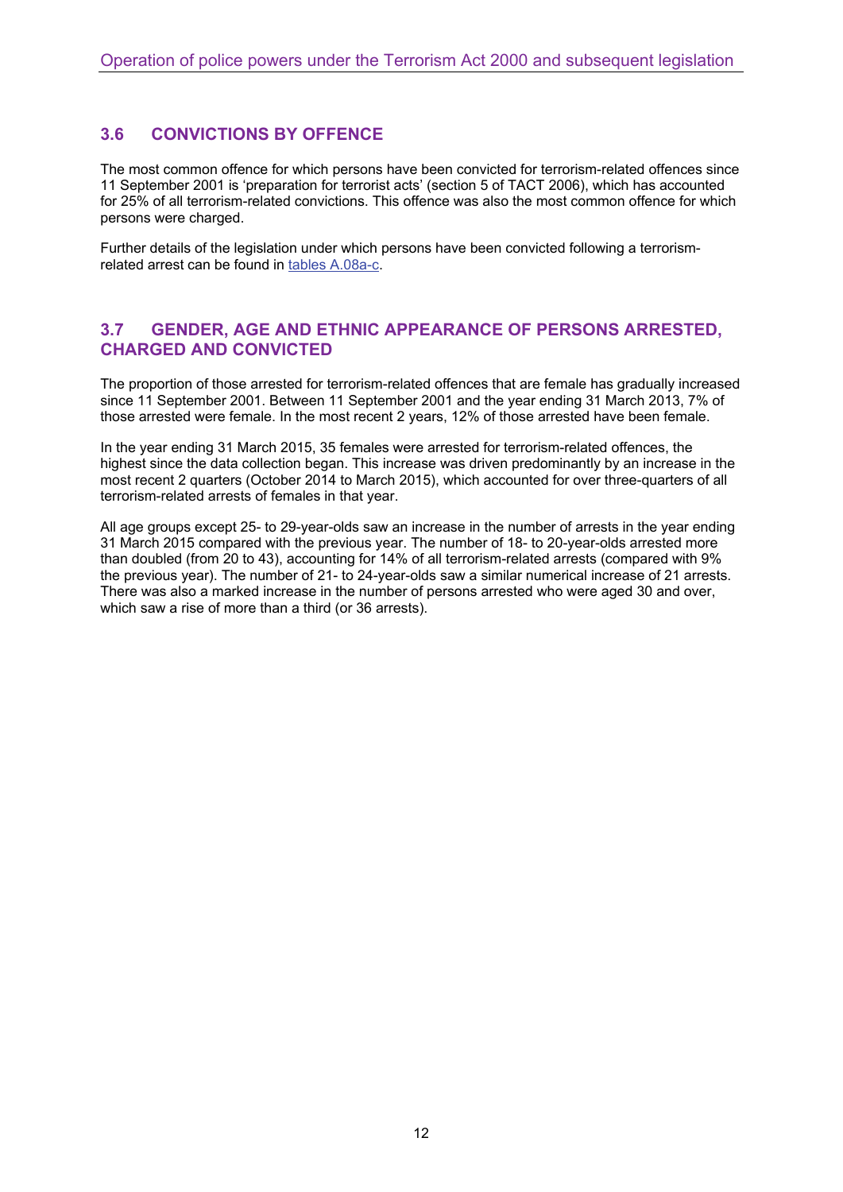## 3.6 CONVICTIONS BY OFFENCE

The most common offence for which persons have been convicted for terrorism-related offences since 11 September 2001 is 'preparation for terrorist acts' (section 5 of TACT 2006), which has accounted for 25% of all terrorism-related convictions. This offence was also the most common offence for which persons were charged.

Further details of the legislation under which persons have been convicted following a terrorism-related arrest can be found in tables A.08a-c.

## 3.7 GENDER, AGE AND ETHNIC APPEARANCE OF PERSONS ARRESTED, CHARGED AND CONVICTED

The proportion of those arrested for terrorism-related offences that are female has gradually increased since 11 September 2001. Between 11 September 2001 and the year ending 31 March 2013, 7% of those arrested were female. In the most recent 2 years, 12% of those arrested have been female.

In the year ending 31 March 2015, 35 females were arrested for terrorism-related offences, the highest since the data collection began. This increase was driven predominantly by an increase in the most recent 2 quarters (October 2014 to March 2015), which accounted for over three-quarters of all terrorism-related arrests of females in that year.

All age groups except 25- to 29-year-olds saw an increase in the number of arrests in the year ending 31 March 2015 compared with the previous year. The number of 18- to 20-year-olds arrested more than doubled (from 20 to 43), accounting for 14% of all terrorism-related arrests (compared with 9% the previous year). The number of 21- to 24-year-olds saw a similar numerical increase of 21 arrests. There was also a marked increase in the number of persons arrested who were aged 30 and over, which saw a rise of more than a third (or 36 arrests).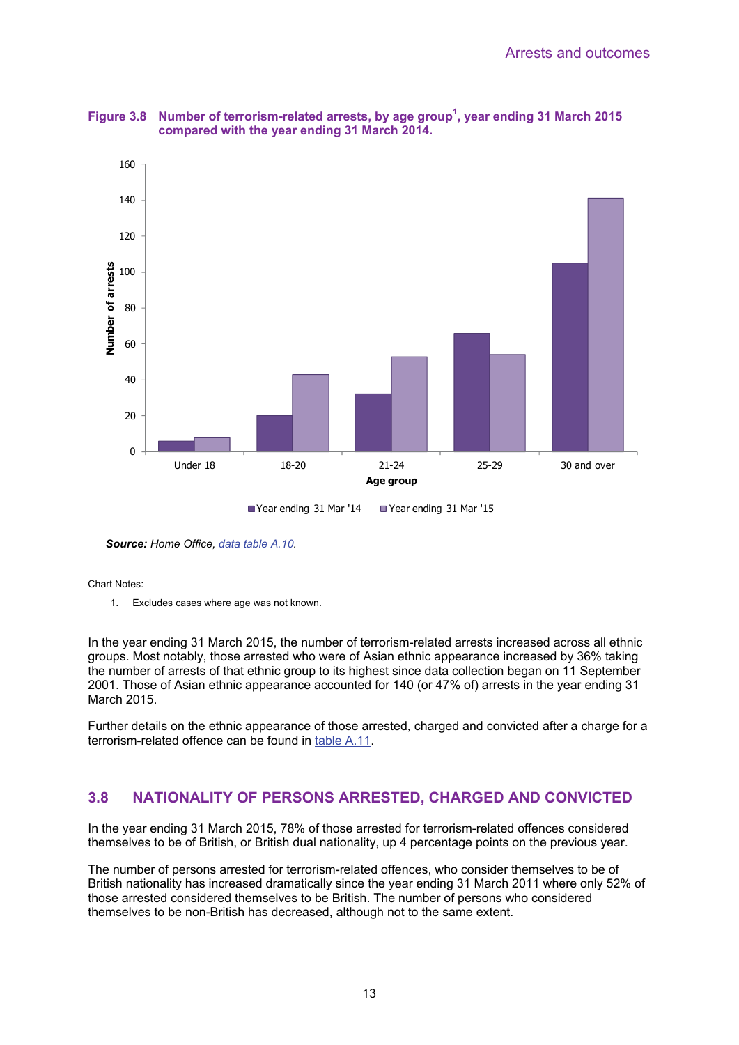**Figure 3.8 Number of terrorism-related arrests, by age group[1], year ending 31 March 2015 compared with the year ending 31 March 2014.**

***Source:*** Home Office, data table A.10.

Chart Notes:

1. Excludes cases where age was not known.

In the year ending 31 March 2015, the number of terrorism-related arrests increased across all ethnic groups. Most notably, those arrested who were of Asian ethnic appearance increased by 36% taking the number of arrests of that ethnic group to its highest since data collection began on 11 September 2001. Those of Asian ethnic appearance accounted for 140 (or 47% of) arrests in the year ending 31 March 2015.

Further details on the ethnic appearance of those arrested, charged and convicted after a charge for a terrorism-related offence can be found in table A.11.

## 3.8 NATIONALITY OF PERSONS ARRESTED, CHARGED AND CONVICTED

In the year ending 31 March 2015, 78% of those arrested for terrorism-related offences considered themselves to be of British, or British dual nationality, up 4 percentage points on the previous year.

The number of persons arrested for terrorism-related offences, who consider themselves to be of British nationality has increased dramatically since the year ending 31 March 2011 where only 52% of those arrested considered themselves to be British. The number of persons who considered themselves to be non-British has decreased, although not to the same extent.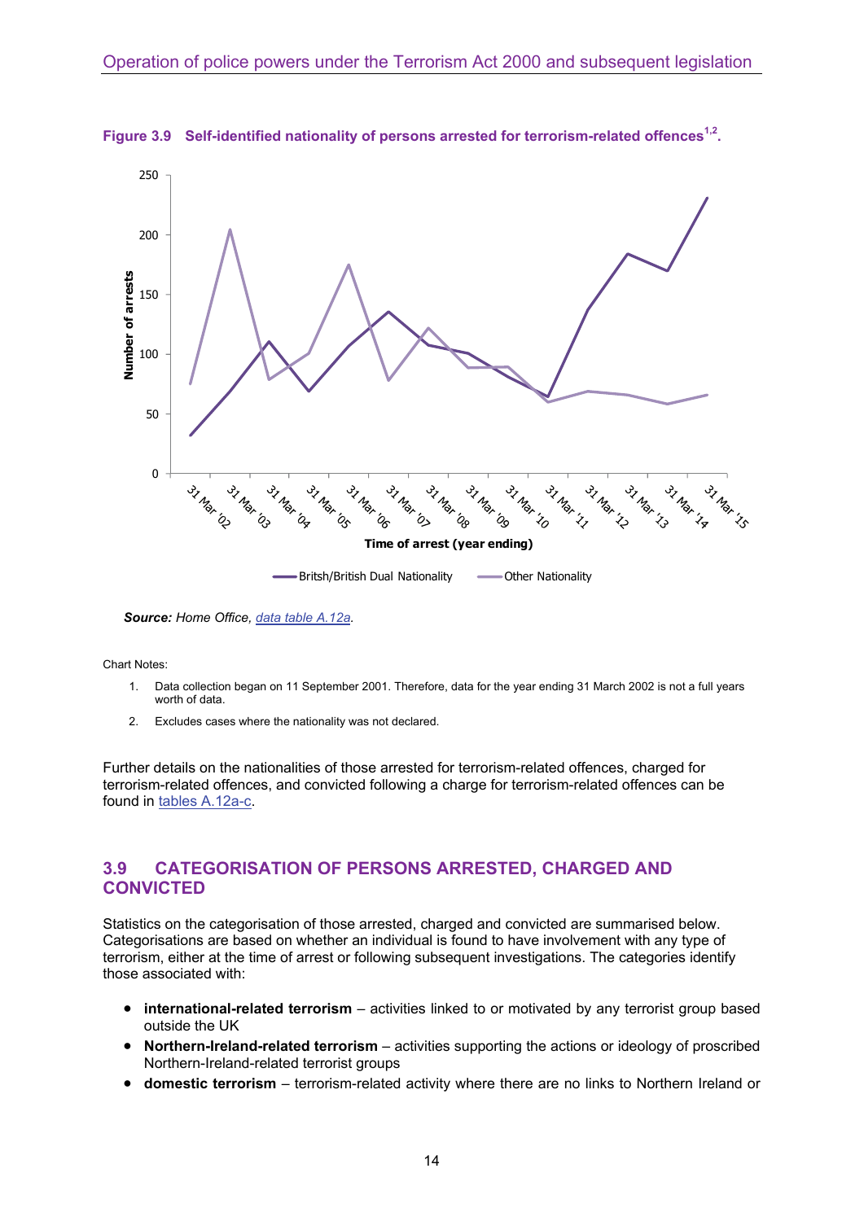**Figure 3.9 Self-identified nationality of persons arrested for terrorism-related offences[1,2].**

***Source:*** *Home Office, data table A.12a.*

Chart Notes:

1. Data collection began on 11 September 2001. Therefore, data for the year ending 31 March 2002 is not a full years worth of data.
2. Excludes cases where the nationality was not declared.

Further details on the nationalities of those arrested for terrorism-related offences, charged for terrorism-related offences, and convicted following a charge for terrorism-related offences can be found in tables A.12a-c.

## 3.9 CATEGORISATION OF PERSONS ARRESTED, CHARGED AND CONVICTED

Statistics on the categorisation of those arrested, charged and convicted are summarised below. Categorisations are based on whether an individual is found to have involvement with any type of terrorism, either at the time of arrest or following subsequent investigations. The categories identify those associated with:

- **international-related terrorism** – activities linked to or motivated by any terrorist group based outside the UK
- **Northern-Ireland-related terrorism** – activities supporting the actions or ideology of proscribed Northern-Ireland-related terrorist groups
- **domestic terrorism** – terrorism-related activity where there are no links to Northern Ireland or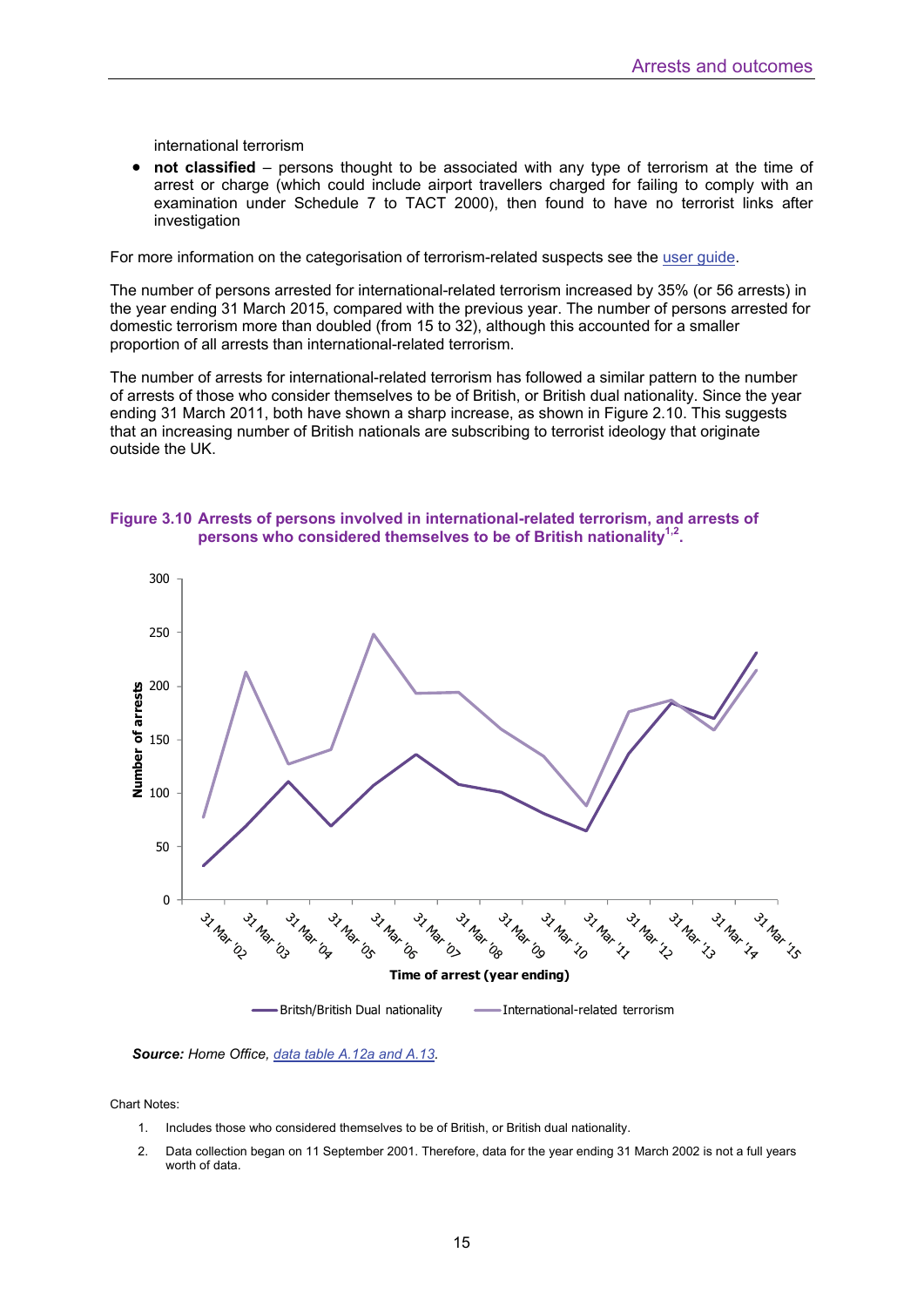international terrorism

- **not classified** – persons thought to be associated with any type of terrorism at the time of arrest or charge (which could include airport travellers charged for failing to comply with an examination under Schedule 7 to TACT 2000), then found to have no terrorist links after investigation

For more information on the categorisation of terrorism-related suspects see the user guide.

The number of persons arrested for international-related terrorism increased by 35% (or 56 arrests) in the year ending 31 March 2015, compared with the previous year. The number of persons arrested for domestic terrorism more than doubled (from 15 to 32), although this accounted for a smaller proportion of all arrests than international-related terrorism.

The number of arrests for international-related terrorism has followed a similar pattern to the number of arrests of those who consider themselves to be of British, or British dual nationality. Since the year ending 31 March 2011, both have shown a sharp increase, as shown in Figure 2.10. This suggests that an increasing number of British nationals are subscribing to terrorist ideology that originate outside the UK.

**Figure 3.10 Arrests of persons involved in international-related terrorism, and arrests of persons who considered themselves to be of British nationality[1,2].**

***Source:*** *Home Office, data table A.12a and A.13.*

Chart Notes:

1. Includes those who considered themselves to be of British, or British dual nationality.
2. Data collection began on 11 September 2001. Therefore, data for the year ending 31 March 2002 is not a full years worth of data.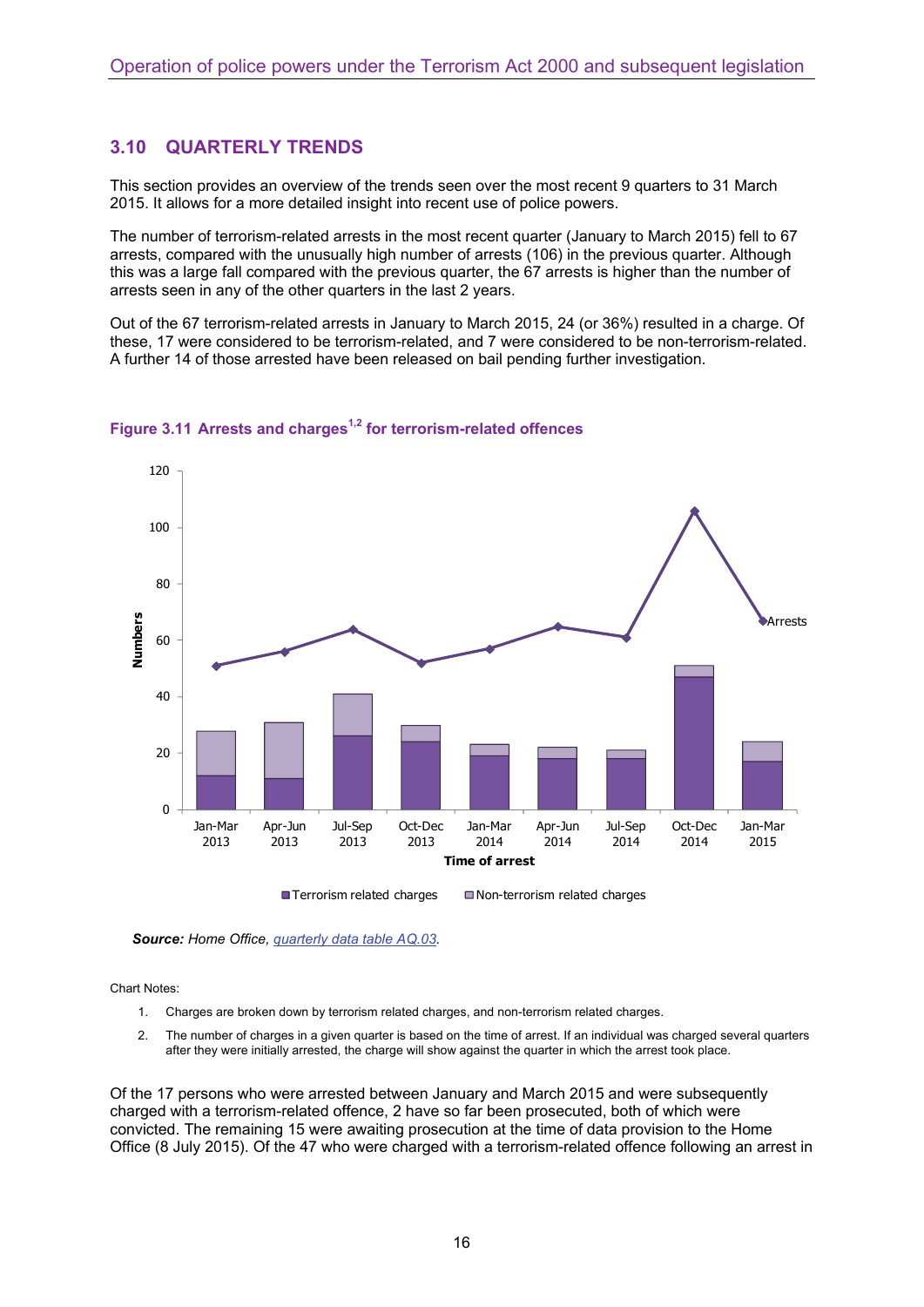## 3.10 QUARTERLY TRENDS

This section provides an overview of the trends seen over the most recent 9 quarters to 31 March 2015. It allows for a more detailed insight into recent use of police powers.

The number of terrorism-related arrests in the most recent quarter (January to March 2015) fell to 67 arrests, compared with the unusually high number of arrests (106) in the previous quarter. Although this was a large fall compared with the previous quarter, the 67 arrests is higher than the number of arrests seen in any of the other quarters in the last 2 years.

Out of the 67 terrorism-related arrests in January to March 2015, 24 (or 36%) resulted in a charge. Of these, 17 were considered to be terrorism-related, and 7 were considered to be non-terrorism-related. A further 14 of those arrested have been released on bail pending further investigation.

**Figure 3.11 Arrests and charges[1,2] for terrorism-related offences**

***Source:*** *Home Office, quarterly data table AQ.03.*

Chart Notes:

1. Charges are broken down by terrorism related charges, and non-terrorism related charges.
2. The number of charges in a given quarter is based on the time of arrest. If an individual was charged several quarters after they were initially arrested, the charge will show against the quarter in which the arrest took place.

Of the 17 persons who were arrested between January and March 2015 and were subsequently charged with a terrorism-related offence, 2 have so far been prosecuted, both of which were convicted. The remaining 15 were awaiting prosecution at the time of data provision to the Home Office (8 July 2015). Of the 47 who were charged with a terrorism-related offence following an arrest in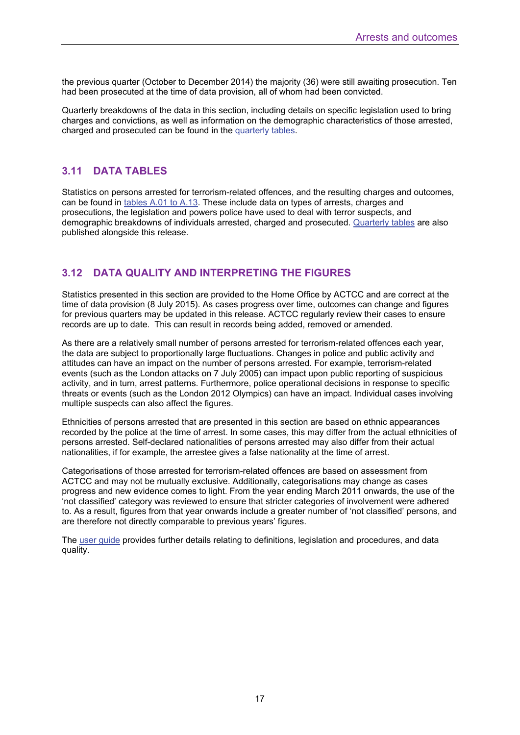the previous quarter (October to December 2014) the majority (36) were still awaiting prosecution. Ten had been prosecuted at the time of data provision, all of whom had been convicted.

Quarterly breakdowns of the data in this section, including details on specific legislation used to bring charges and convictions, as well as information on the demographic characteristics of those arrested, charged and prosecuted can be found in the quarterly tables.

## 3.11 DATA TABLES

Statistics on persons arrested for terrorism-related offences, and the resulting charges and outcomes, can be found in tables A.01 to A.13. These include data on types of arrests, charges and prosecutions, the legislation and powers police have used to deal with terror suspects, and demographic breakdowns of individuals arrested, charged and prosecuted. Quarterly tables are also published alongside this release.

## 3.12 DATA QUALITY AND INTERPRETING THE FIGURES

Statistics presented in this section are provided to the Home Office by ACTCC and are correct at the time of data provision (8 July 2015). As cases progress over time, outcomes can change and figures for previous quarters may be updated in this release. ACTCC regularly review their cases to ensure records are up to date. This can result in records being added, removed or amended.

As there are a relatively small number of persons arrested for terrorism-related offences each year, the data are subject to proportionally large fluctuations. Changes in police and public activity and attitudes can have an impact on the number of persons arrested. For example, terrorism-related events (such as the London attacks on 7 July 2005) can impact upon public reporting of suspicious activity, and in turn, arrest patterns. Furthermore, police operational decisions in response to specific threats or events (such as the London 2012 Olympics) can have an impact. Individual cases involving multiple suspects can also affect the figures.

Ethnicities of persons arrested that are presented in this section are based on ethnic appearances recorded by the police at the time of arrest. In some cases, this may differ from the actual ethnicities of persons arrested. Self-declared nationalities of persons arrested may also differ from their actual nationalities, if for example, the arrestee gives a false nationality at the time of arrest.

Categorisations of those arrested for terrorism-related offences are based on assessment from ACTCC and may not be mutually exclusive. Additionally, categorisations may change as cases progress and new evidence comes to light. From the year ending March 2011 onwards, the use of the 'not classified' category was reviewed to ensure that stricter categories of involvement were adhered to. As a result, figures from that year onwards include a greater number of 'not classified' persons, and are therefore not directly comparable to previous years' figures.

The user guide provides further details relating to definitions, legislation and procedures, and data quality.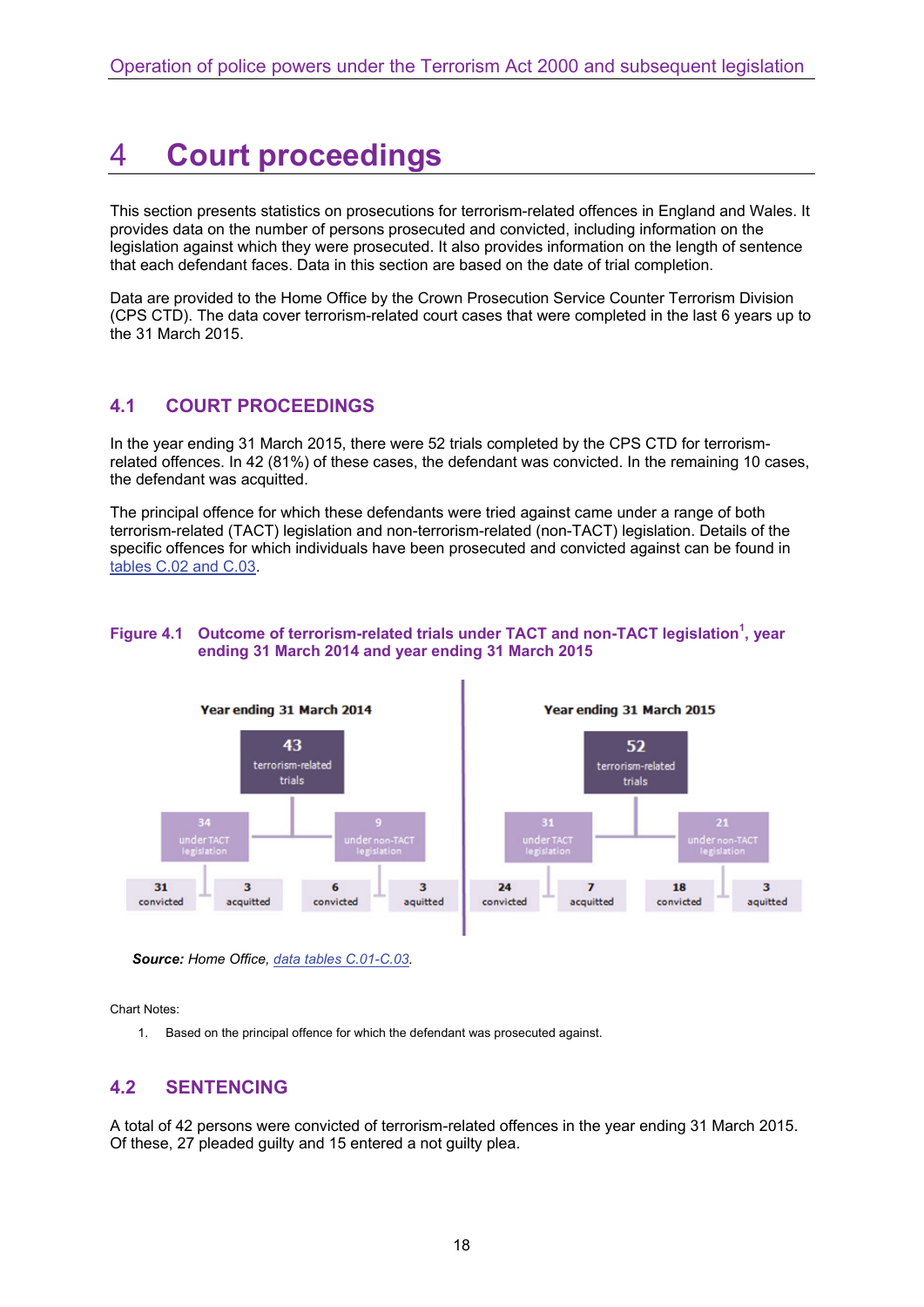# 4 Court proceedings

This section presents statistics on prosecutions for terrorism-related offences in England and Wales. It provides data on the number of persons prosecuted and convicted, including information on the legislation against which they were prosecuted. It also provides information on the length of sentence that each defendant faces. Data in this section are based on the date of trial completion.

Data are provided to the Home Office by the Crown Prosecution Service Counter Terrorism Division (CPS CTD). The data cover terrorism-related court cases that were completed in the last 6 years up to the 31 March 2015.

## 4.1 COURT PROCEEDINGS

In the year ending 31 March 2015, there were 52 trials completed by the CPS CTD for terrorism-related offences. In 42 (81%) of these cases, the defendant was convicted. In the remaining 10 cases, the defendant was acquitted.

The principal offence for which these defendants were tried against came under a range of both terrorism-related (TACT) legislation and non-terrorism-related (non-TACT) legislation. Details of the specific offences for which individuals have been prosecuted and convicted against can be found in tables C.02 and C.03.

**Figure 4.1 Outcome of terrorism-related trials under TACT and non-TACT legislation[1], year ending 31 March 2014 and year ending 31 March 2015**

**Year ending 31 March 2014**

- 43 terrorism-related trials
  - 34 under TACT legislation
    - 31 convicted
    - 3 acquitted
  - 9 under non-TACT legislation
    - 6 convicted
    - 3 aquitted

**Year ending 31 March 2015**

- 52 terrorism-related trials
  - 31 under TACT legislation
    - 24 convicted
    - 7 acquitted
  - 21 under non-TACT legislation
    - 18 convicted
    - 3 aquitted

***Source:*** *Home Office, data tables C.01-C.03.*

Chart Notes:

1. Based on the principal offence for which the defendant was prosecuted against.

## 4.2 SENTENCING

A total of 42 persons were convicted of terrorism-related offences in the year ending 31 March 2015. Of these, 27 pleaded guilty and 15 entered a not guilty plea.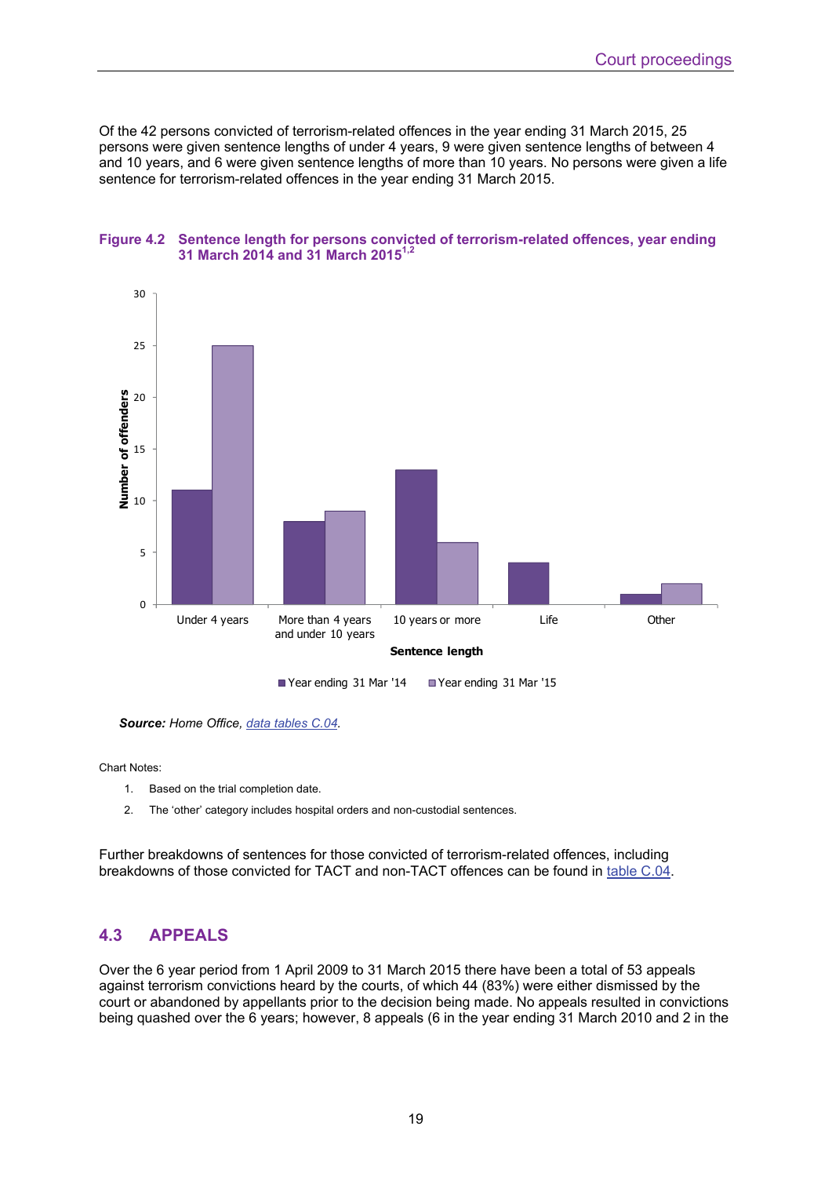Of the 42 persons convicted of terrorism-related offences in the year ending 31 March 2015, 25 persons were given sentence lengths of under 4 years, 9 were given sentence lengths of between 4 and 10 years, and 6 were given sentence lengths of more than 10 years. No persons were given a life sentence for terrorism-related offences in the year ending 31 March 2015.

**Figure 4.2 Sentence length for persons convicted of terrorism-related offences, year ending 31 March 2014 and 31 March 2015[1,2]**

| Sentence length | Year ending 31 Mar '14 | Year ending 31 Mar '15 |
|---|---|---|
| Under 4 years | 11 | 25 |
| More than 4 years and under 10 years | 8 | 9 |
| 10 years or more | 13 | 6 |
| Life | 4 | 0 |
| Other | 1 | 2 |

***Source:*** *Home Office, data tables C.04.*

Chart Notes:

1. Based on the trial completion date.
2. The 'other' category includes hospital orders and non-custodial sentences.

Further breakdowns of sentences for those convicted of terrorism-related offences, including breakdowns of those convicted for TACT and non-TACT offences can be found in table C.04.

## 4.3 APPEALS

Over the 6 year period from 1 April 2009 to 31 March 2015 there have been a total of 53 appeals against terrorism convictions heard by the courts, of which 44 (83%) were either dismissed by the court or abandoned by appellants prior to the decision being made. No appeals resulted in convictions being quashed over the 6 years; however, 8 appeals (6 in the year ending 31 March 2010 and 2 in the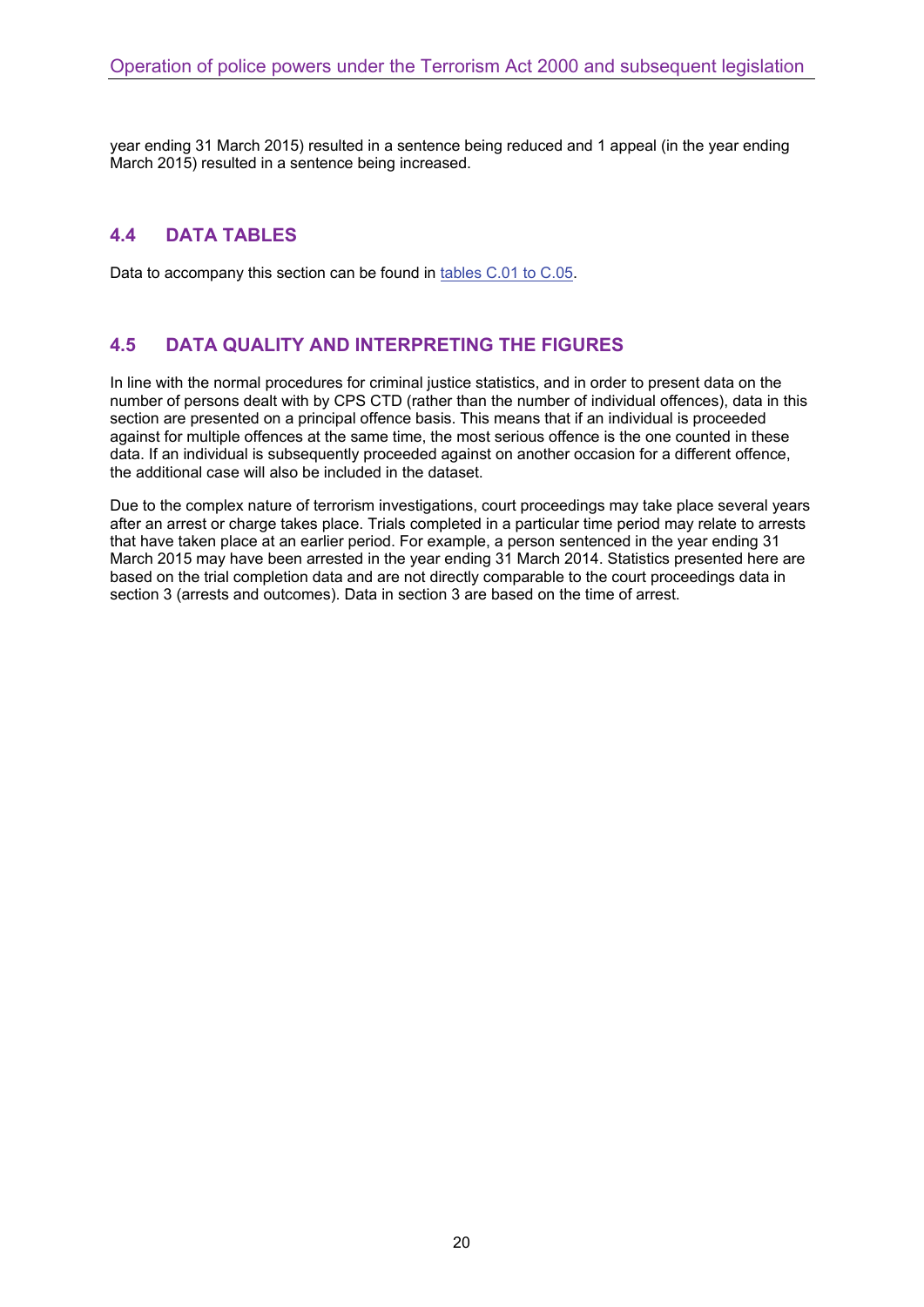year ending 31 March 2015) resulted in a sentence being reduced and 1 appeal (in the year ending March 2015) resulted in a sentence being increased.

## 4.4 DATA TABLES

Data to accompany this section can be found in tables C.01 to C.05.

## 4.5 DATA QUALITY AND INTERPRETING THE FIGURES

In line with the normal procedures for criminal justice statistics, and in order to present data on the number of persons dealt with by CPS CTD (rather than the number of individual offences), data in this section are presented on a principal offence basis. This means that if an individual is proceeded against for multiple offences at the same time, the most serious offence is the one counted in these data. If an individual is subsequently proceeded against on another occasion for a different offence, the additional case will also be included in the dataset.

Due to the complex nature of terrorism investigations, court proceedings may take place several years after an arrest or charge takes place. Trials completed in a particular time period may relate to arrests that have taken place at an earlier period. For example, a person sentenced in the year ending 31 March 2015 may have been arrested in the year ending 31 March 2014. Statistics presented here are based on the trial completion data and are not directly comparable to the court proceedings data in section 3 (arrests and outcomes). Data in section 3 are based on the time of arrest.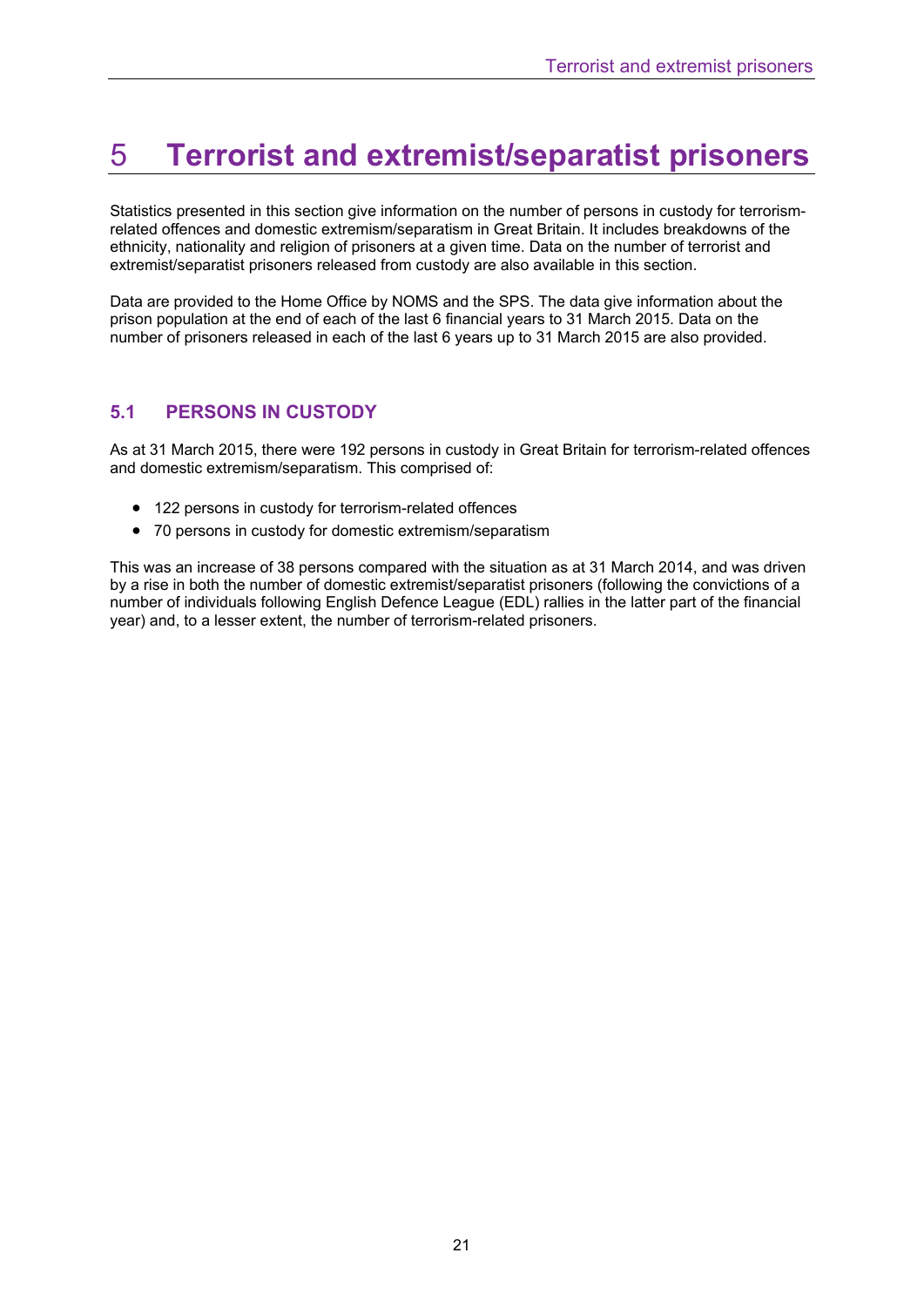# 5 Terrorist and extremist/separatist prisoners

Statistics presented in this section give information on the number of persons in custody for terrorism-related offences and domestic extremism/separatism in Great Britain. It includes breakdowns of the ethnicity, nationality and religion of prisoners at a given time. Data on the number of terrorist and extremist/separatist prisoners released from custody are also available in this section.

Data are provided to the Home Office by NOMS and the SPS. The data give information about the prison population at the end of each of the last 6 financial years to 31 March 2015. Data on the number of prisoners released in each of the last 6 years up to 31 March 2015 are also provided.

## 5.1 PERSONS IN CUSTODY

As at 31 March 2015, there were 192 persons in custody in Great Britain for terrorism-related offences and domestic extremism/separatism. This comprised of:

- 122 persons in custody for terrorism-related offences
- 70 persons in custody for domestic extremism/separatism

This was an increase of 38 persons compared with the situation as at 31 March 2014, and was driven by a rise in both the number of domestic extremist/separatist prisoners (following the convictions of a number of individuals following English Defence League (EDL) rallies in the latter part of the financial year) and, to a lesser extent, the number of terrorism-related prisoners.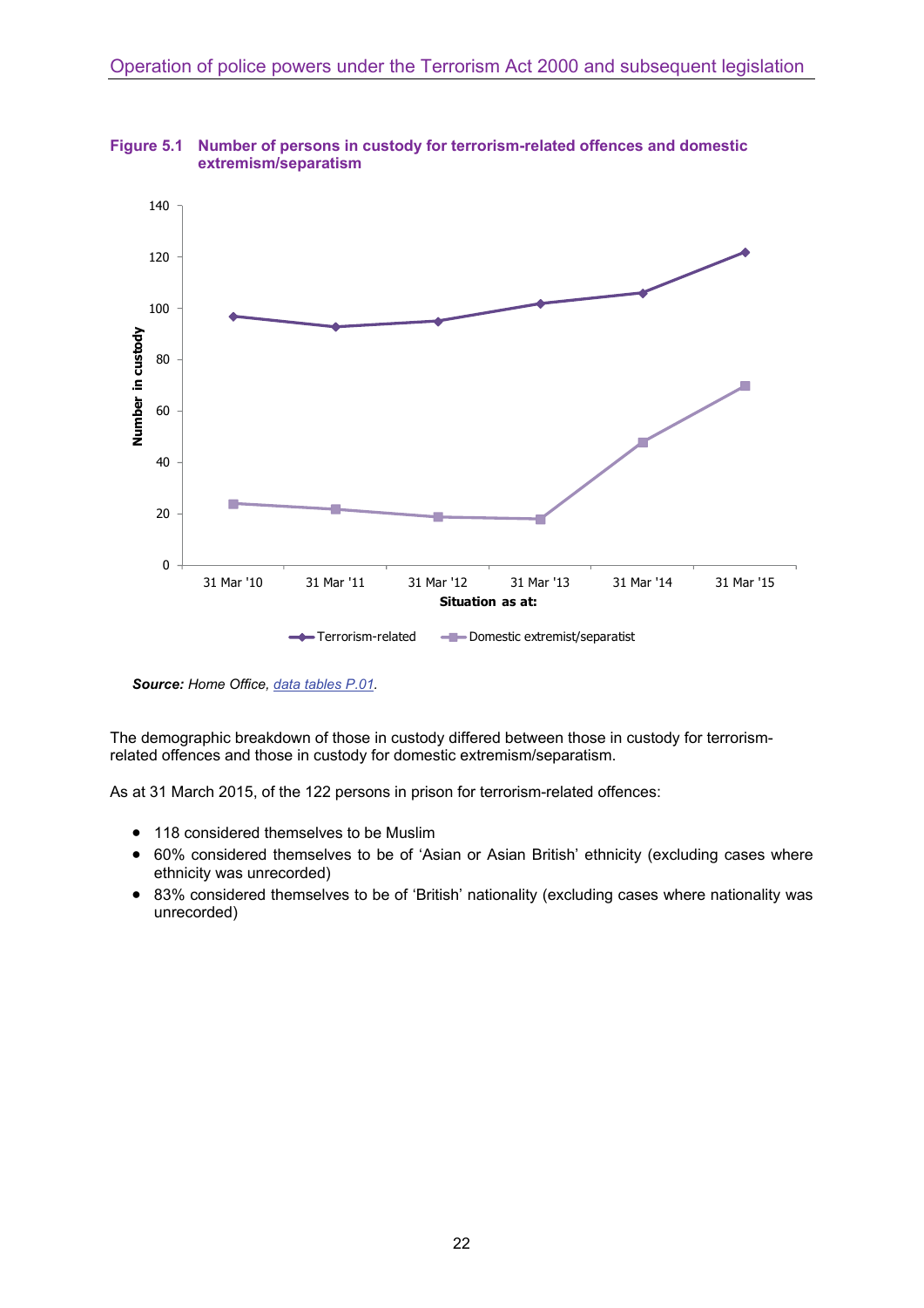**Figure 5.1 Number of persons in custody for terrorism-related offences and domestic extremism/separatism**

***Source:*** *Home Office, [data tables P.01](data tables P.01).*

The demographic breakdown of those in custody differed between those in custody for terrorism-related offences and those in custody for domestic extremism/separatism.

As at 31 March 2015, of the 122 persons in prison for terrorism-related offences:

- 118 considered themselves to be Muslim
- 60% considered themselves to be of 'Asian or Asian British' ethnicity (excluding cases where ethnicity was unrecorded)
- 83% considered themselves to be of 'British' nationality (excluding cases where nationality was unrecorded)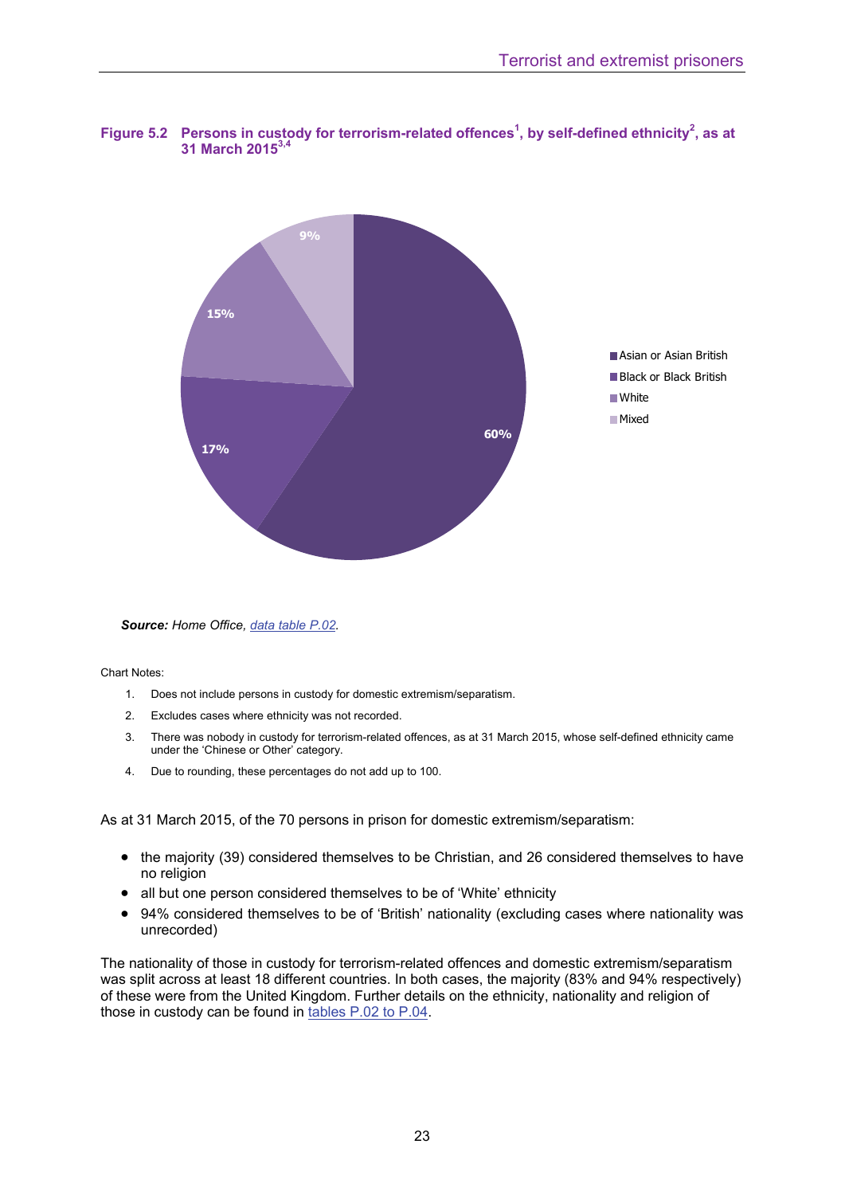**Figure 5.2 Persons in custody for terrorism-related offences[1], by self-defined ethnicity[2], as at 31 March 2015[3,4]**

| Ethnicity | Percentage |
|---|---|
| Asian or Asian British | 60% |
| Black or Black British | 17% |
| White | 15% |
| Mixed | 9% |

***Source:*** *Home Office, data table P.02.*

Chart Notes:

1. Does not include persons in custody for domestic extremism/separatism.
2. Excludes cases where ethnicity was not recorded.
3. There was nobody in custody for terrorism-related offences, as at 31 March 2015, whose self-defined ethnicity came under the 'Chinese or Other' category.
4. Due to rounding, these percentages do not add up to 100.

As at 31 March 2015, of the 70 persons in prison for domestic extremism/separatism:

- the majority (39) considered themselves to be Christian, and 26 considered themselves to have no religion
- all but one person considered themselves to be of 'White' ethnicity
- 94% considered themselves to be of 'British' nationality (excluding cases where nationality was unrecorded)

The nationality of those in custody for terrorism-related offences and domestic extremism/separatism was split across at least 18 different countries. In both cases, the majority (83% and 94% respectively) of these were from the United Kingdom. Further details on the ethnicity, nationality and religion of those in custody can be found in tables P.02 to P.04.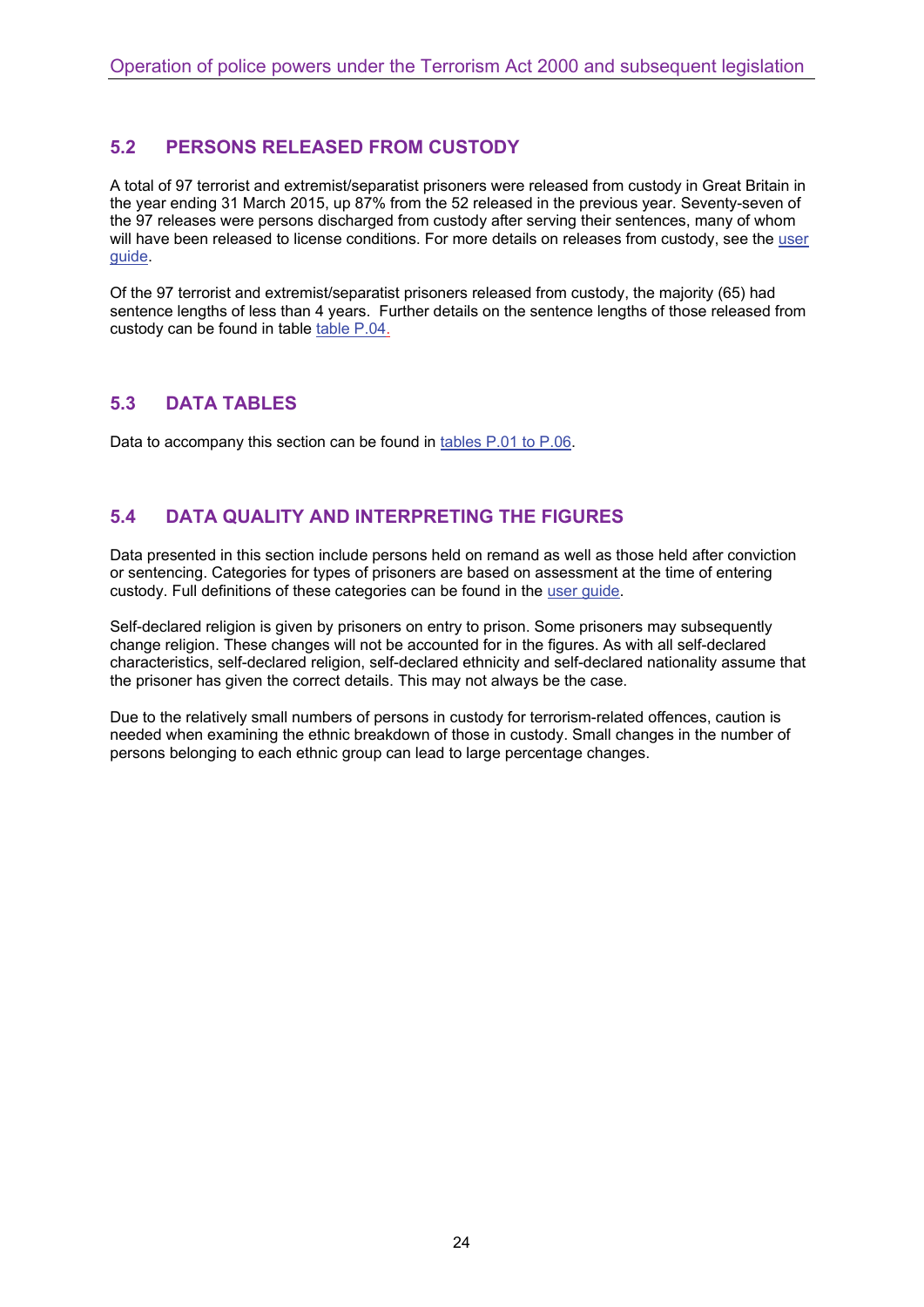## 5.2 PERSONS RELEASED FROM CUSTODY

A total of 97 terrorist and extremist/separatist prisoners were released from custody in Great Britain in the year ending 31 March 2015, up 87% from the 52 released in the previous year. Seventy-seven of the 97 releases were persons discharged from custody after serving their sentences, many of whom will have been released to license conditions. For more details on releases from custody, see the user guide.

Of the 97 terrorist and extremist/separatist prisoners released from custody, the majority (65) had sentence lengths of less than 4 years. Further details on the sentence lengths of those released from custody can be found in table table P.04.

## 5.3 DATA TABLES

Data to accompany this section can be found in tables P.01 to P.06.

## 5.4 DATA QUALITY AND INTERPRETING THE FIGURES

Data presented in this section include persons held on remand as well as those held after conviction or sentencing. Categories for types of prisoners are based on assessment at the time of entering custody. Full definitions of these categories can be found in the user guide.

Self-declared religion is given by prisoners on entry to prison. Some prisoners may subsequently change religion. These changes will not be accounted for in the figures. As with all self-declared characteristics, self-declared religion, self-declared ethnicity and self-declared nationality assume that the prisoner has given the correct details. This may not always be the case.

Due to the relatively small numbers of persons in custody for terrorism-related offences, caution is needed when examining the ethnic breakdown of those in custody. Small changes in the number of persons belonging to each ethnic group can lead to large percentage changes.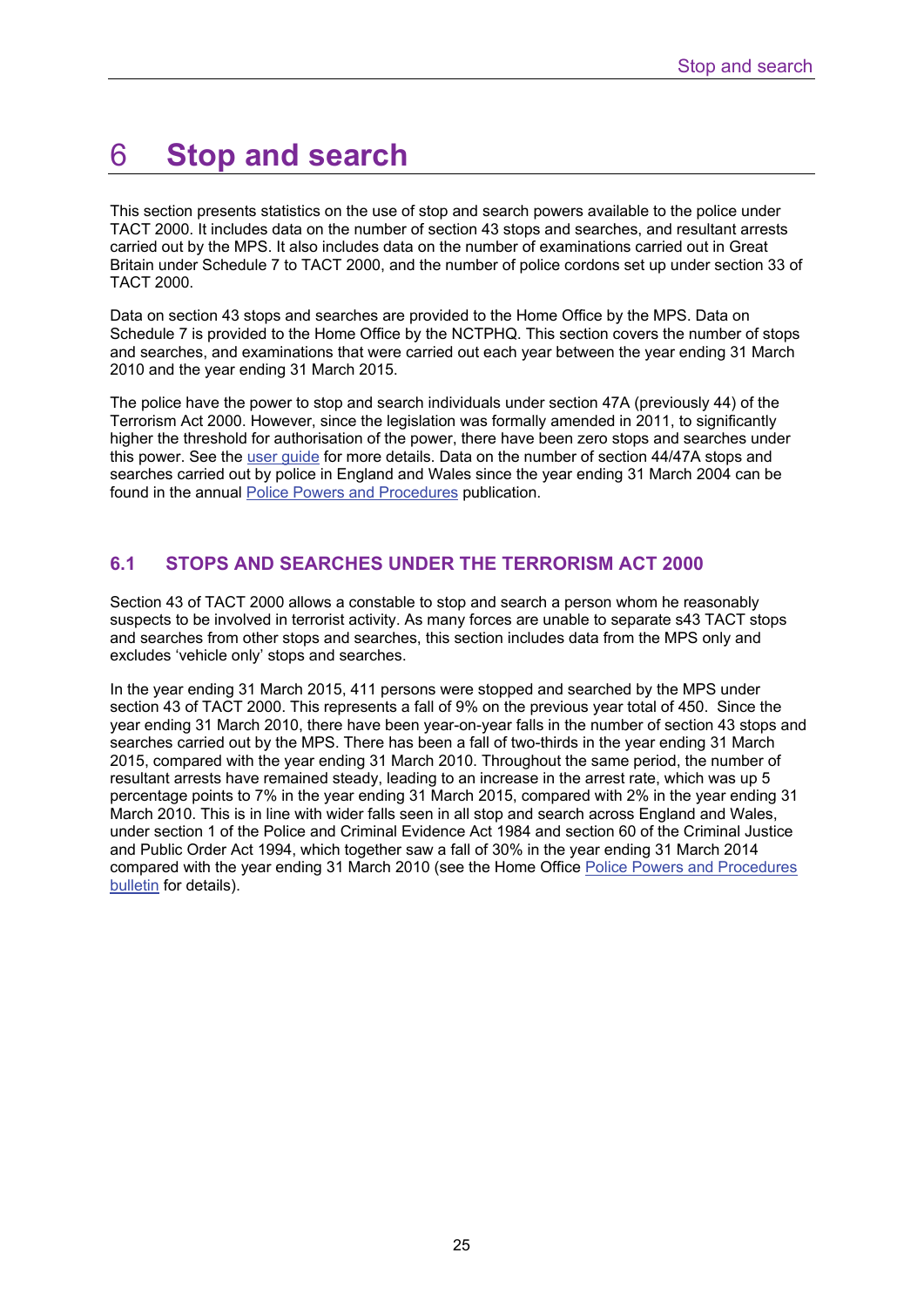# 6 Stop and search

This section presents statistics on the use of stop and search powers available to the police under TACT 2000. It includes data on the number of section 43 stops and searches, and resultant arrests carried out by the MPS. It also includes data on the number of examinations carried out in Great Britain under Schedule 7 to TACT 2000, and the number of police cordons set up under section 33 of TACT 2000.

Data on section 43 stops and searches are provided to the Home Office by the MPS. Data on Schedule 7 is provided to the Home Office by the NCTPHQ. This section covers the number of stops and searches, and examinations that were carried out each year between the year ending 31 March 2010 and the year ending 31 March 2015.

The police have the power to stop and search individuals under section 47A (previously 44) of the Terrorism Act 2000. However, since the legislation was formally amended in 2011, to significantly higher the threshold for authorisation of the power, there have been zero stops and searches under this power. See the user guide for more details. Data on the number of section 44/47A stops and searches carried out by police in England and Wales since the year ending 31 March 2004 can be found in the annual Police Powers and Procedures publication.

## 6.1 STOPS AND SEARCHES UNDER THE TERRORISM ACT 2000

Section 43 of TACT 2000 allows a constable to stop and search a person whom he reasonably suspects to be involved in terrorist activity. As many forces are unable to separate s43 TACT stops and searches from other stops and searches, this section includes data from the MPS only and excludes 'vehicle only' stops and searches.

In the year ending 31 March 2015, 411 persons were stopped and searched by the MPS under section 43 of TACT 2000. This represents a fall of 9% on the previous year total of 450. Since the year ending 31 March 2010, there have been year-on-year falls in the number of section 43 stops and searches carried out by the MPS. There has been a fall of two-thirds in the year ending 31 March 2015, compared with the year ending 31 March 2010. Throughout the same period, the number of resultant arrests have remained steady, leading to an increase in the arrest rate, which was up 5 percentage points to 7% in the year ending 31 March 2015, compared with 2% in the year ending 31 March 2010. This is in line with wider falls seen in all stop and search across England and Wales, under section 1 of the Police and Criminal Evidence Act 1984 and section 60 of the Criminal Justice and Public Order Act 1994, which together saw a fall of 30% in the year ending 31 March 2014 compared with the year ending 31 March 2010 (see the Home Office Police Powers and Procedures bulletin for details).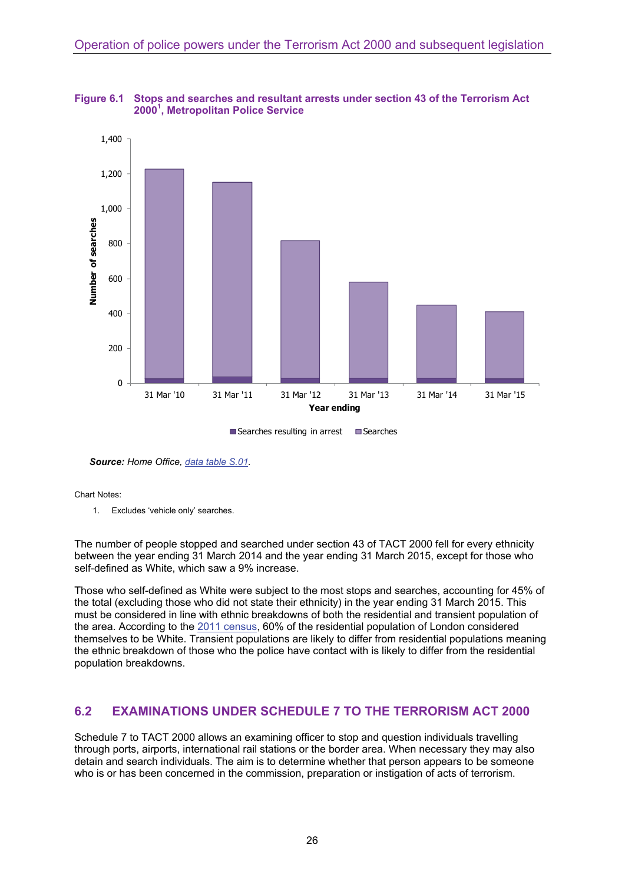**Figure 6.1 Stops and searches and resultant arrests under section 43 of the Terrorism Act 2000[1], Metropolitan Police Service**

*Source:* Home Office, data table S.01.

Chart Notes:

1. Excludes 'vehicle only' searches.

The number of people stopped and searched under section 43 of TACT 2000 fell for every ethnicity between the year ending 31 March 2014 and the year ending 31 March 2015, except for those who self-defined as White, which saw a 9% increase.

Those who self-defined as White were subject to the most stops and searches, accounting for 45% of the total (excluding those who did not state their ethnicity) in the year ending 31 March 2015. This must be considered in line with ethnic breakdowns of both the residential and transient population of the area. According to the 2011 census, 60% of the residential population of London considered themselves to be White. Transient populations are likely to differ from residential populations meaning the ethnic breakdown of those who the police have contact with is likely to differ from the residential population breakdowns.

## 6.2 EXAMINATIONS UNDER SCHEDULE 7 TO THE TERRORISM ACT 2000

Schedule 7 to TACT 2000 allows an examining officer to stop and question individuals travelling through ports, airports, international rail stations or the border area. When necessary they may also detain and search individuals. The aim is to determine whether that person appears to be someone who is or has been concerned in the commission, preparation or instigation of acts of terrorism.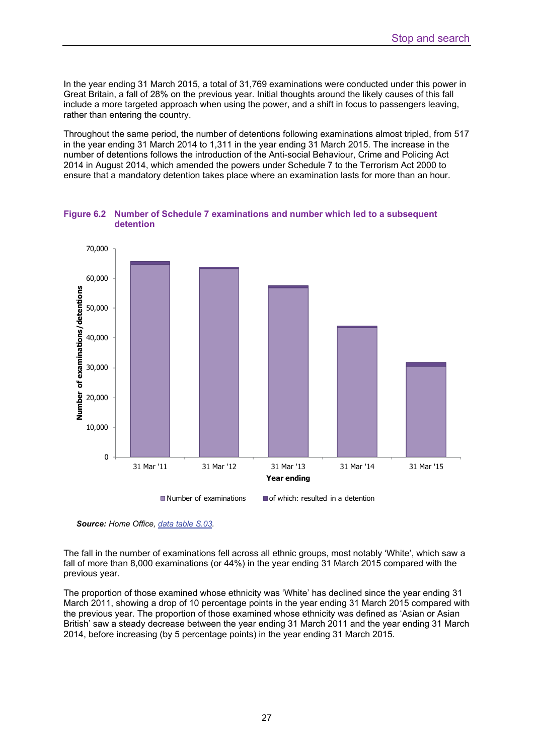In the year ending 31 March 2015, a total of 31,769 examinations were conducted under this power in Great Britain, a fall of 28% on the previous year. Initial thoughts around the likely causes of this fall include a more targeted approach when using the power, and a shift in focus to passengers leaving, rather than entering the country.

Throughout the same period, the number of detentions following examinations almost tripled, from 517 in the year ending 31 March 2014 to 1,311 in the year ending 31 March 2015. The increase in the number of detentions follows the introduction of the Anti-social Behaviour, Crime and Policing Act 2014 in August 2014, which amended the powers under Schedule 7 to the Terrorism Act 2000 to ensure that a mandatory detention takes place where an examination lasts for more than an hour.

**Figure 6.2 Number of Schedule 7 examinations and number which led to a subsequent detention**

**Source:** *Home Office, data table S.03.*

The fall in the number of examinations fell across all ethnic groups, most notably 'White', which saw a fall of more than 8,000 examinations (or 44%) in the year ending 31 March 2015 compared with the previous year.

The proportion of those examined whose ethnicity was 'White' has declined since the year ending 31 March 2011, showing a drop of 10 percentage points in the year ending 31 March 2015 compared with the previous year. The proportion of those examined whose ethnicity was defined as 'Asian or Asian British' saw a steady decrease between the year ending 31 March 2011 and the year ending 31 March 2014, before increasing (by 5 percentage points) in the year ending 31 March 2015.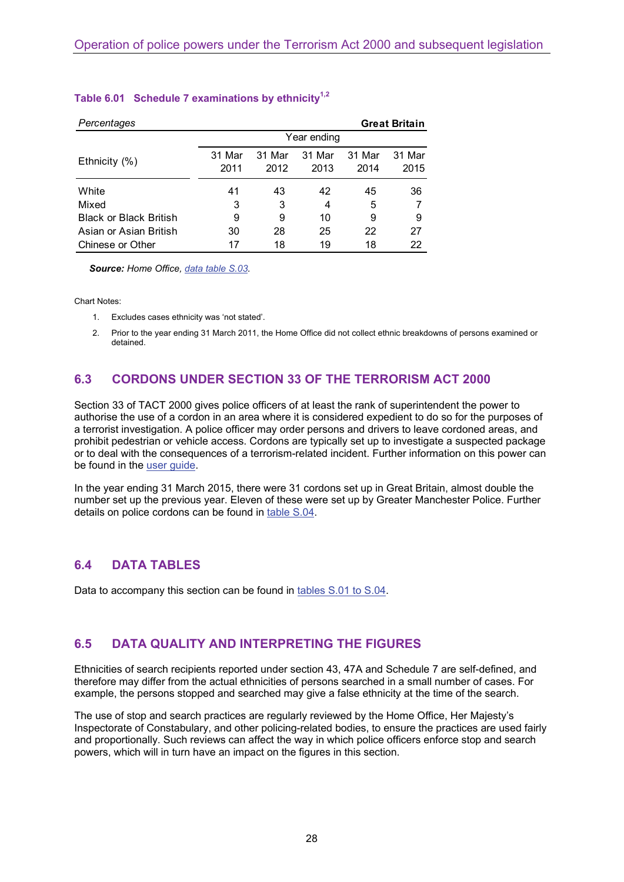**Table 6.01 Schedule 7 examinations by ethnicity[1,2]**

*Percentages* **Great Britain**

| Ethnicity (%) | Year ending | | | | |
|---|---|---|---|---|---|
| | 31 Mar 2011 | 31 Mar 2012 | 31 Mar 2013 | 31 Mar 2014 | 31 Mar 2015 |
| White | 41 | 43 | 42 | 45 | 36 |
| Mixed | 3 | 3 | 4 | 5 | 7 |
| Black or Black British | 9 | 9 | 10 | 9 | 9 |
| Asian or Asian British | 30 | 28 | 25 | 22 | 27 |
| Chinese or Other | 17 | 18 | 19 | 18 | 22 |

***Source:*** *Home Office, data table S.03.*

Chart Notes:

1. Excludes cases ethnicity was 'not stated'.
2. Prior to the year ending 31 March 2011, the Home Office did not collect ethnic breakdowns of persons examined or detained.

## 6.3 CORDONS UNDER SECTION 33 OF THE TERRORISM ACT 2000

Section 33 of TACT 2000 gives police officers of at least the rank of superintendent the power to authorise the use of a cordon in an area where it is considered expedient to do so for the purposes of a terrorist investigation. A police officer may order persons and drivers to leave cordoned areas, and prohibit pedestrian or vehicle access. Cordons are typically set up to investigate a suspected package or to deal with the consequences of a terrorism-related incident. Further information on this power can be found in the user guide.

In the year ending 31 March 2015, there were 31 cordons set up in Great Britain, almost double the number set up the previous year. Eleven of these were set up by Greater Manchester Police. Further details on police cordons can be found in table S.04.

## 6.4 DATA TABLES

Data to accompany this section can be found in tables S.01 to S.04.

## 6.5 DATA QUALITY AND INTERPRETING THE FIGURES

Ethnicities of search recipients reported under section 43, 47A and Schedule 7 are self-defined, and therefore may differ from the actual ethnicities of persons searched in a small number of cases. For example, the persons stopped and searched may give a false ethnicity at the time of the search.

The use of stop and search practices are regularly reviewed by the Home Office, Her Majesty's Inspectorate of Constabulary, and other policing-related bodies, to ensure the practices are used fairly and proportionally. Such reviews can affect the way in which police officers enforce stop and search powers, which will in turn have an impact on the figures in this section.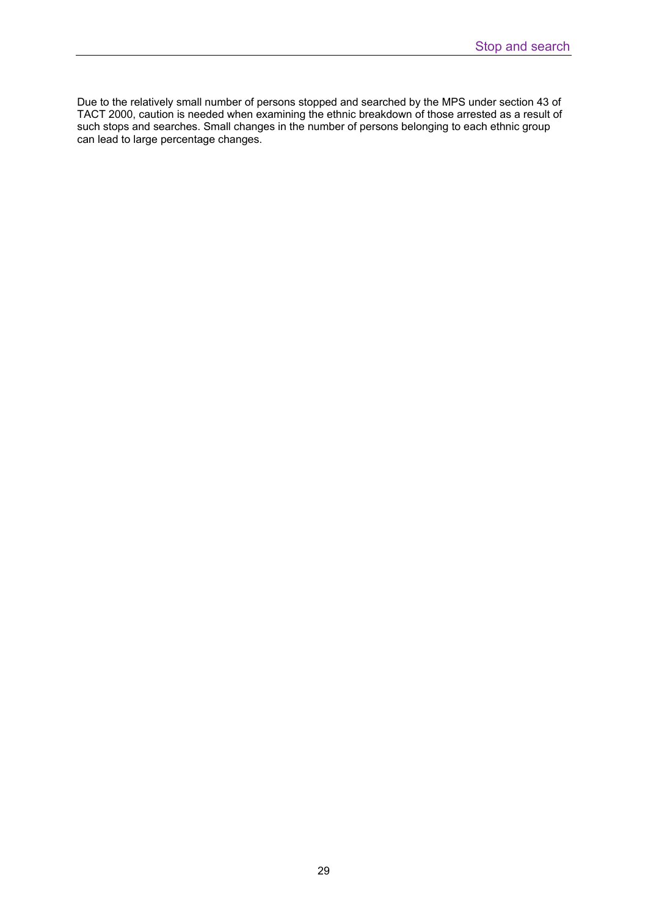Due to the relatively small number of persons stopped and searched by the MPS under section 43 of TACT 2000, caution is needed when examining the ethnic breakdown of those arrested as a result of such stops and searches. Small changes in the number of persons belonging to each ethnic group can lead to large percentage changes.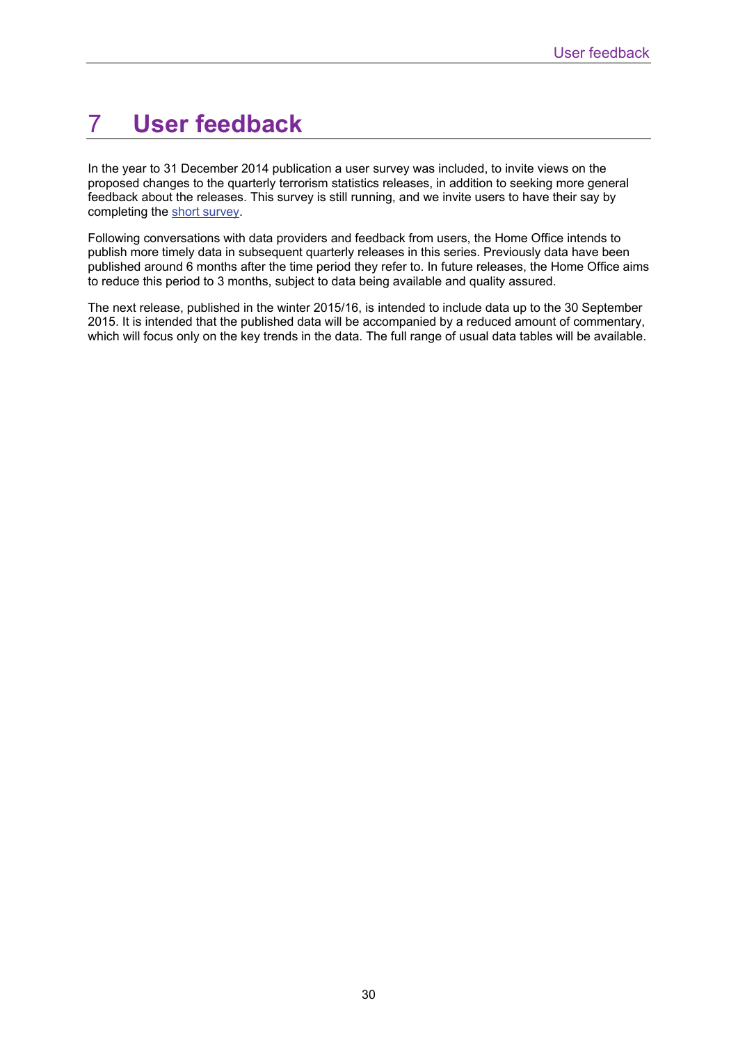# 7 User feedback

In the year to 31 December 2014 publication a user survey was included, to invite views on the proposed changes to the quarterly terrorism statistics releases, in addition to seeking more general feedback about the releases. This survey is still running, and we invite users to have their say by completing the short survey.

Following conversations with data providers and feedback from users, the Home Office intends to publish more timely data in subsequent quarterly releases in this series. Previously data have been published around 6 months after the time period they refer to. In future releases, the Home Office aims to reduce this period to 3 months, subject to data being available and quality assured.

The next release, published in the winter 2015/16, is intended to include data up to the 30 September 2015. It is intended that the published data will be accompanied by a reduced amount of commentary, which will focus only on the key trends in the data. The full range of usual data tables will be available.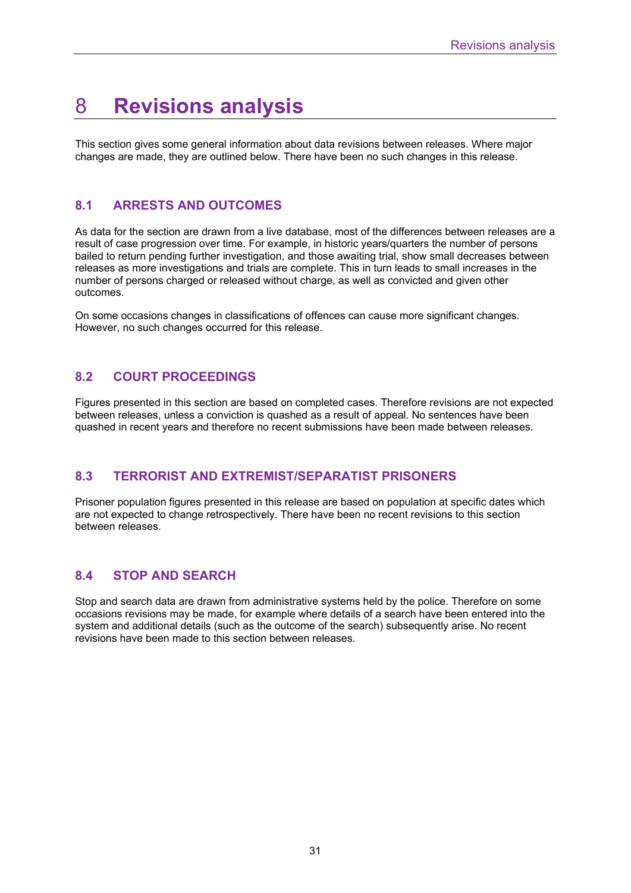# 8 Revisions analysis

This section gives some general information about data revisions between releases. Where major changes are made, they are outlined below. There have been no such changes in this release.

## 8.1 ARRESTS AND OUTCOMES

As data for the section are drawn from a live database, most of the differences between releases are a result of case progression over time. For example, in historic years/quarters the number of persons bailed to return pending further investigation, and those awaiting trial, show small decreases between releases as more investigations and trials are complete. This in turn leads to small increases in the number of persons charged or released without charge, as well as convicted and given other outcomes.

On some occasions changes in classifications of offences can cause more significant changes. However, no such changes occurred for this release.

## 8.2 COURT PROCEEDINGS

Figures presented in this section are based on completed cases. Therefore revisions are not expected between releases, unless a conviction is quashed as a result of appeal. No sentences have been quashed in recent years and therefore no recent submissions have been made between releases.

## 8.3 TERRORIST AND EXTREMIST/SEPARATIST PRISONERS

Prisoner population figures presented in this release are based on population at specific dates which are not expected to change retrospectively. There have been no recent revisions to this section between releases.

## 8.4 STOP AND SEARCH

Stop and search data are drawn from administrative systems held by the police. Therefore on some occasions revisions may be made, for example where details of a search have been entered into the system and additional details (such as the outcome of the search) subsequently arise. No recent revisions have been made to this section between releases.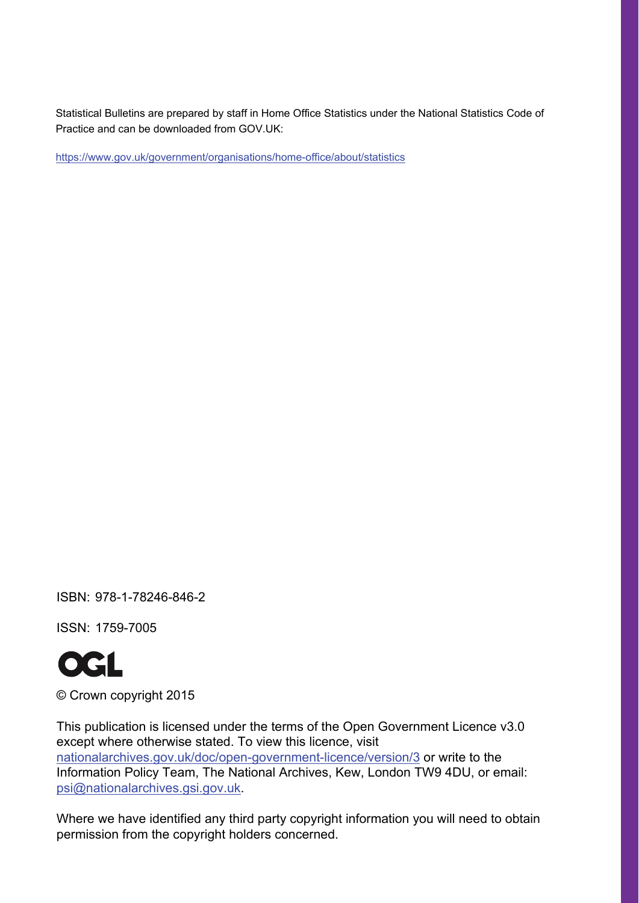Statistical Bulletins are prepared by staff in Home Office Statistics under the National Statistics Code of Practice and can be downloaded from GOV.UK:

https://www.gov.uk/government/organisations/home-office/about/statistics

ISBN: 978-1-78246-846-2

ISSN: 1759-7005

OGL

© Crown copyright 2015

This publication is licensed under the terms of the Open Government Licence v3.0 except where otherwise stated. To view this licence, visit nationalarchives.gov.uk/doc/open-government-licence/version/3 or write to the Information Policy Team, The National Archives, Kew, London TW9 4DU, or email: psi@nationalarchives.gsi.gov.uk.

Where we have identified any third party copyright information you will need to obtain permission from the copyright holders concerned.